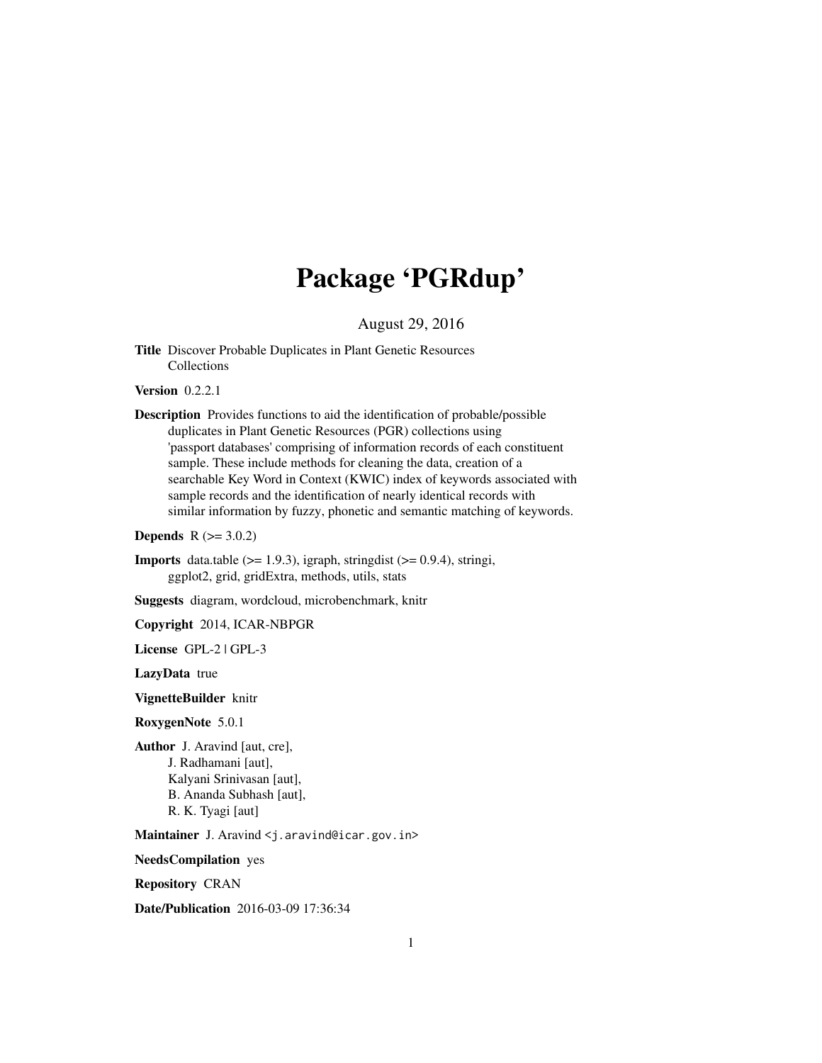# Package 'PGRdup'

August 29, 2016

**Title** Discover Probable Duplicates in Plant Genetic Resources Collections

**Version** 0.2.2.1

**Description** Provides functions to aid the identification of probable/possible duplicates in Plant Genetic Resources (PGR) collections using 'passport databases' comprising of information records of each constituent sample. These include methods for cleaning the data, creation of a searchable Key Word in Context (KWIC) index of keywords associated with sample records and the identification of nearly identical records with similar information by fuzzy, phonetic and semantic matching of keywords.

**Depends** R (>= 3.0.2)

**Imports** data.table (>= 1.9.3), igraph, stringdist (>= 0.9.4), stringi, ggplot2, grid, gridExtra, methods, utils, stats

**Suggests** diagram, wordcloud, microbenchmark, knitr

**Copyright** 2014, ICAR-NBPGR

**License** GPL-2 | GPL-3

**LazyData** true

**VignetteBuilder** knitr

**RoxygenNote** 5.0.1

**Author** J. Aravind [aut, cre],
J. Radhamani [aut],
Kalyani Srinivasan [aut],
B. Ananda Subhash [aut],
R. K. Tyagi [aut]

**Maintainer** J. Aravind <j.aravind@icar.gov.in>

**NeedsCompilation** yes

**Repository** CRAN

**Date/Publication** 2016-03-09 17:36:34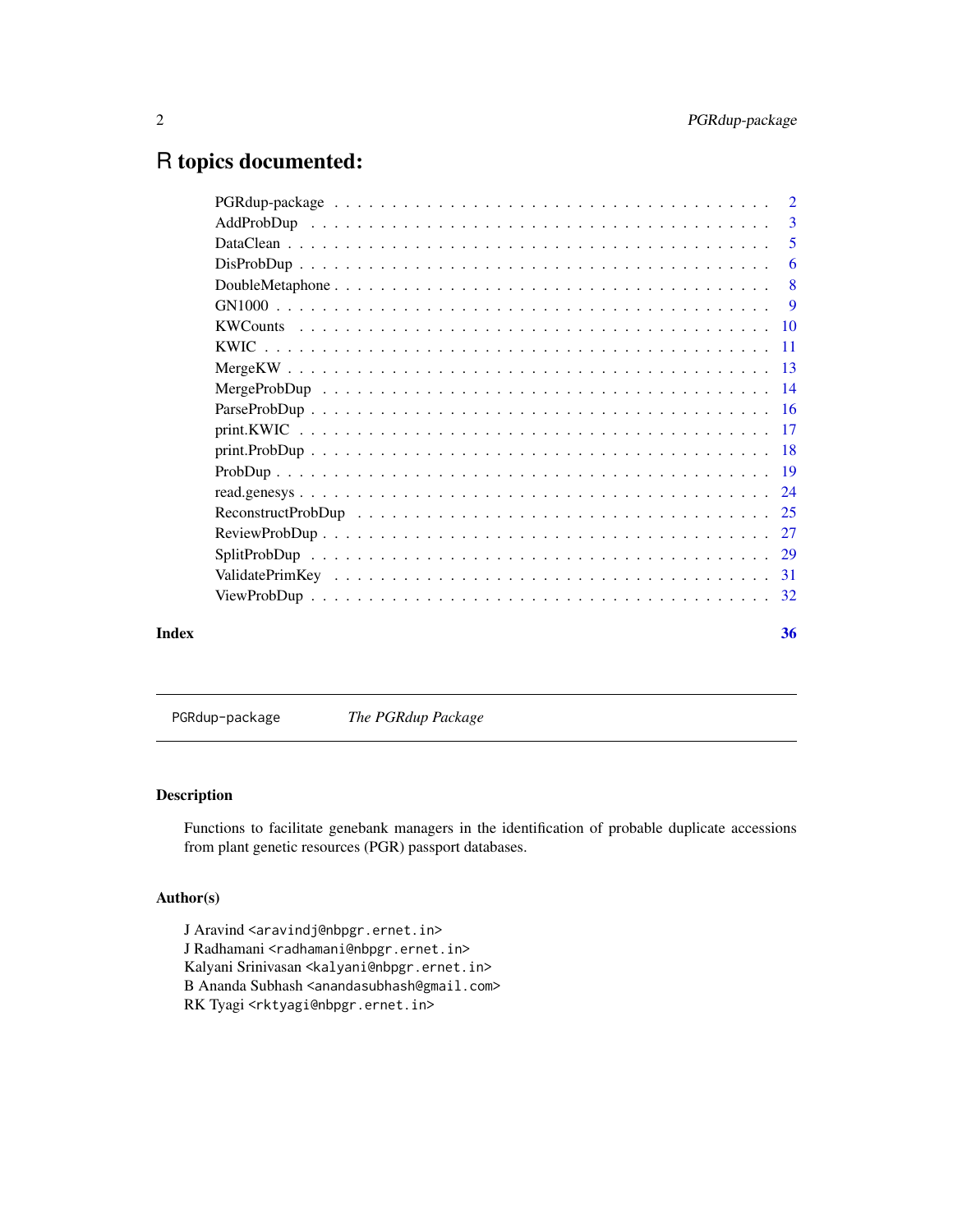# R topics documented:

| | |
|---|---|
| PGRdup-package | 2 |
| AddProbDup | 3 |
| DataClean | 5 |
| DisProbDup | 6 |
| DoubleMetaphone | 8 |
| GN1000 | 9 |
| KWCounts | 10 |
| KWIC | 11 |
| MergeKW | 13 |
| MergeProbDup | 14 |
| ParseProbDup | 16 |
| print.KWIC | 17 |
| print.ProbDup | 18 |
| ProbDup | 19 |
| read.genesys | 24 |
| ReconstructProbDup | 25 |
| ReviewProbDup | 27 |
| SplitProbDup | 29 |
| ValidatePrimKey | 31 |
| ViewProbDup | 32 |
| **Index** | **36** |

---

`PGRdup-package` *The PGRdup Package*

---

## Description

Functions to facilitate genebank managers in the identification of probable duplicate accessions from plant genetic resources (PGR) passport databases.

## Author(s)

J Aravind <`aravindj@nbpgr.ernet.in`>
J Radhamani <`radhamani@nbpgr.ernet.in`>
Kalyani Srinivasan <`kalyani@nbpgr.ernet.in`>
B Ananda Subhash <`anandasubhash@gmail.com`>
RK Tyagi <`rktyagi@nbpgr.ernet.in`>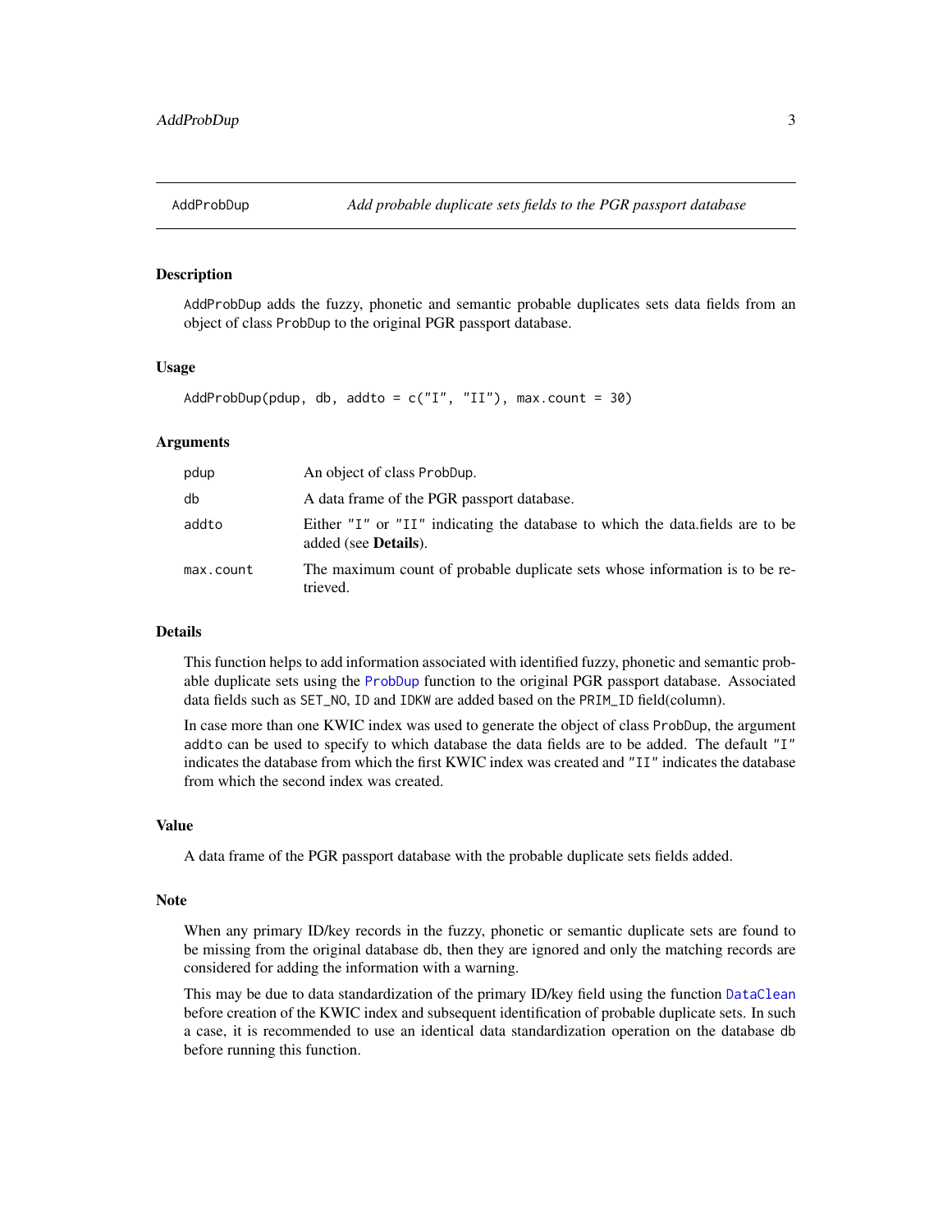AddProbDup — *Add probable duplicate sets fields to the PGR passport database*

## Description

`AddProbDup` adds the fuzzy, phonetic and semantic probable duplicates sets data fields from an object of class `ProbDup` to the original PGR passport database.

## Usage

```
AddProbDup(pdup, db, addto = c("I", "II"), max.count = 30)
```

## Arguments

| | |
|---|---|
| `pdup` | An object of class `ProbDup`. |
| `db` | A data frame of the PGR passport database. |
| `addto` | Either `"I"` or `"II"` indicating the database to which the data.fields are to be added (see **Details**). |
| `max.count` | The maximum count of probable duplicate sets whose information is to be retrieved. |

## Details

This function helps to add information associated with identified fuzzy, phonetic and semantic probable duplicate sets using the `ProbDup` function to the original PGR passport database. Associated data fields such as `SET_NO`, `ID` and `IDKW` are added based on the `PRIM_ID` field(column).

In case more than one KWIC index was used to generate the object of class `ProbDup`, the argument `addto` can be used to specify to which database the data fields are to be added. The default `"I"` indicates the database from which the first KWIC index was created and `"II"` indicates the database from which the second index was created.

## Value

A data frame of the PGR passport database with the probable duplicate sets fields added.

## Note

When any primary ID/key records in the fuzzy, phonetic or semantic duplicate sets are found to be missing from the original database `db`, then they are ignored and only the matching records are considered for adding the information with a warning.

This may be due to data standardization of the primary ID/key field using the function `DataClean` before creation of the KWIC index and subsequent identification of probable duplicate sets. In such a case, it is recommended to use an identical data standardization operation on the database `db` before running this function.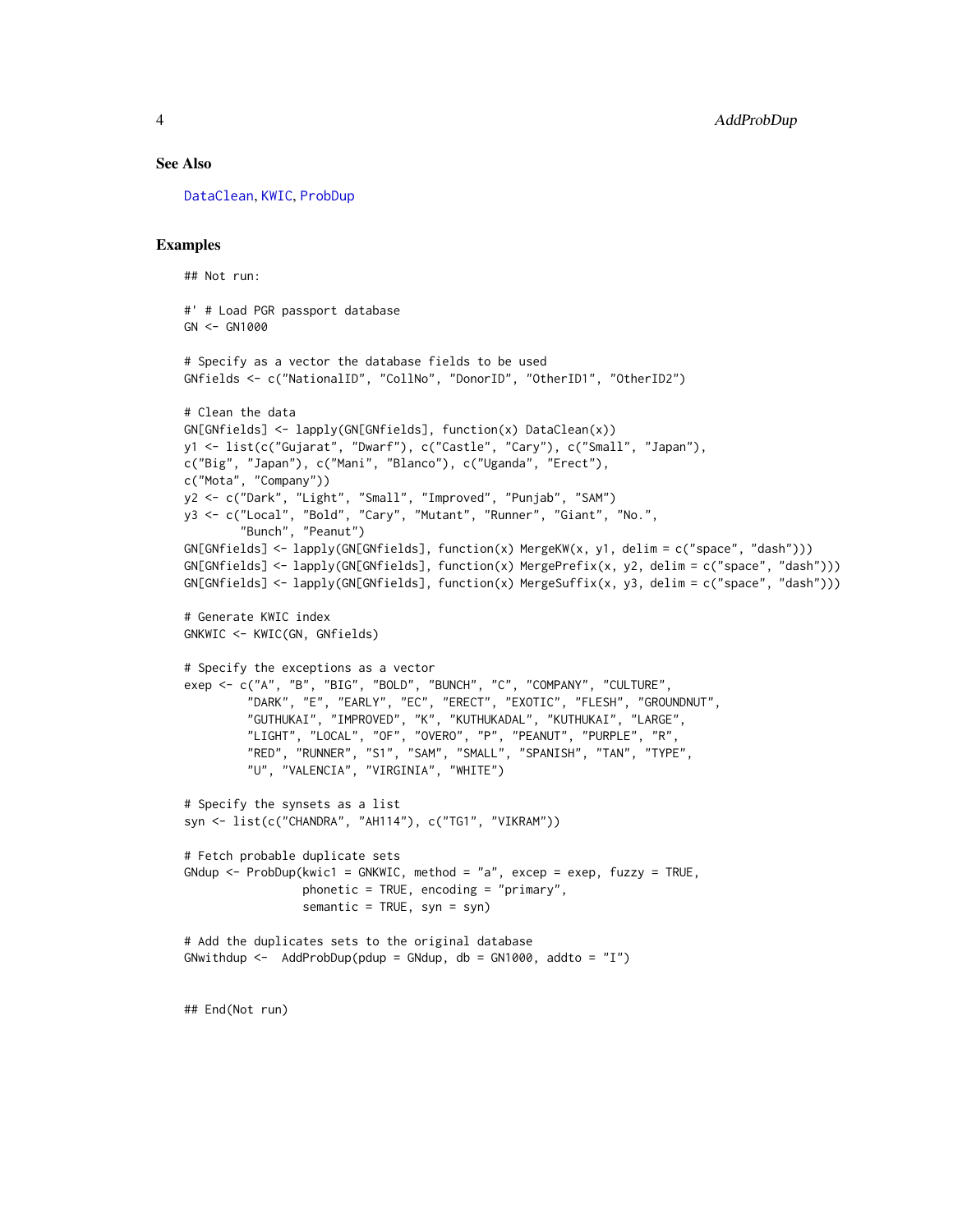### See Also

DataClean, KWIC, ProbDup

### Examples

```
## Not run:

#' # Load PGR passport database
GN <- GN1000

# Specify as a vector the database fields to be used
GNfields <- c("NationalID", "CollNo", "DonorID", "OtherID1", "OtherID2")

# Clean the data
GN[GNfields] <- lapply(GN[GNfields], function(x) DataClean(x))
y1 <- list(c("Gujarat", "Dwarf"), c("Castle", "Cary"), c("Small", "Japan"),
c("Big", "Japan"), c("Mani", "Blanco"), c("Uganda", "Erect"),
c("Mota", "Company"))
y2 <- c("Dark", "Light", "Small", "Improved", "Punjab", "SAM")
y3 <- c("Local", "Bold", "Cary", "Mutant", "Runner", "Giant", "No.",
        "Bunch", "Peanut")
GN[GNfields] <- lapply(GN[GNfields], function(x) MergeKW(x, y1, delim = c("space", "dash")))
GN[GNfields] <- lapply(GN[GNfields], function(x) MergePrefix(x, y2, delim = c("space", "dash")))
GN[GNfields] <- lapply(GN[GNfields], function(x) MergeSuffix(x, y3, delim = c("space", "dash")))

# Generate KWIC index
GNKWIC <- KWIC(GN, GNfields)

# Specify the exceptions as a vector
exep <- c("A", "B", "BIG", "BOLD", "BUNCH", "C", "COMPANY", "CULTURE",
         "DARK", "E", "EARLY", "EC", "ERECT", "EXOTIC", "FLESH", "GROUNDNUT",
         "GUTHUKAI", "IMPROVED", "K", "KUTHUKADAL", "KUTHUKAI", "LARGE",
         "LIGHT", "LOCAL", "OF", "OVERO", "P", "PEANUT", "PURPLE", "R",
         "RED", "RUNNER", "S1", "SAM", "SMALL", "SPANISH", "TAN", "TYPE",
         "U", "VALENCIA", "VIRGINIA", "WHITE")

# Specify the synsets as a list
syn <- list(c("CHANDRA", "AH114"), c("TG1", "VIKRAM"))

# Fetch probable duplicate sets
GNdup <- ProbDup(kwic1 = GNKWIC, method = "a", excep = exep, fuzzy = TRUE,
                 phonetic = TRUE, encoding = "primary",
                 semantic = TRUE, syn = syn)

# Add the duplicates sets to the original database
GNwithdup <-  AddProbDup(pdup = GNdup, db = GN1000, addto = "I")


## End(Not run)
```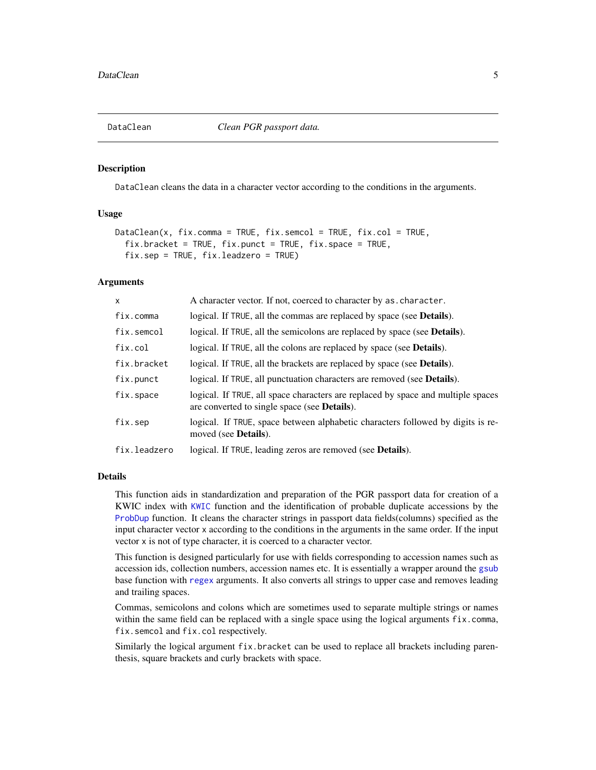## DataClean — *Clean PGR passport data.*

### Description

`DataClean` cleans the data in a character vector according to the conditions in the arguments.

### Usage

```
DataClean(x, fix.comma = TRUE, fix.semcol = TRUE, fix.col = TRUE,
  fix.bracket = TRUE, fix.punct = TRUE, fix.space = TRUE,
  fix.sep = TRUE, fix.leadzero = TRUE)
```

### Arguments

| | |
|---|---|
| `x` | A character vector. If not, coerced to character by `as.character`. |
| `fix.comma` | logical. If `TRUE`, all the commas are replaced by space (see **Details**). |
| `fix.semcol` | logical. If `TRUE`, all the semicolons are replaced by space (see **Details**). |
| `fix.col` | logical. If `TRUE`, all the colons are replaced by space (see **Details**). |
| `fix.bracket` | logical. If `TRUE`, all the brackets are replaced by space (see **Details**). |
| `fix.punct` | logical. If `TRUE`, all punctuation characters are removed (see **Details**). |
| `fix.space` | logical. If `TRUE`, all space characters are replaced by space and multiple spaces are converted to single space (see **Details**). |
| `fix.sep` | logical. If `TRUE`, space between alphabetic characters followed by digits is removed (see **Details**). |
| `fix.leadzero` | logical. If `TRUE`, leading zeros are removed (see **Details**). |

### Details

This function aids in standardization and preparation of the PGR passport data for creation of a KWIC index with `KWIC` function and the identification of probable duplicate accessions by the `ProbDup` function. It cleans the character strings in passport data fields(columns) specified as the input character vector `x` according to the conditions in the arguments in the same order. If the input vector `x` is not of type character, it is coerced to a character vector.

This function is designed particularly for use with fields corresponding to accession names such as accession ids, collection numbers, accession names etc. It is essentially a wrapper around the `gsub` base function with `regex` arguments. It also converts all strings to upper case and removes leading and trailing spaces.

Commas, semicolons and colons which are sometimes used to separate multiple strings or names within the same field can be replaced with a single space using the logical arguments `fix.comma`, `fix.semcol` and `fix.col` respectively.

Similarly the logical argument `fix.bracket` can be used to replace all brackets including parenthesis, square brackets and curly brackets with space.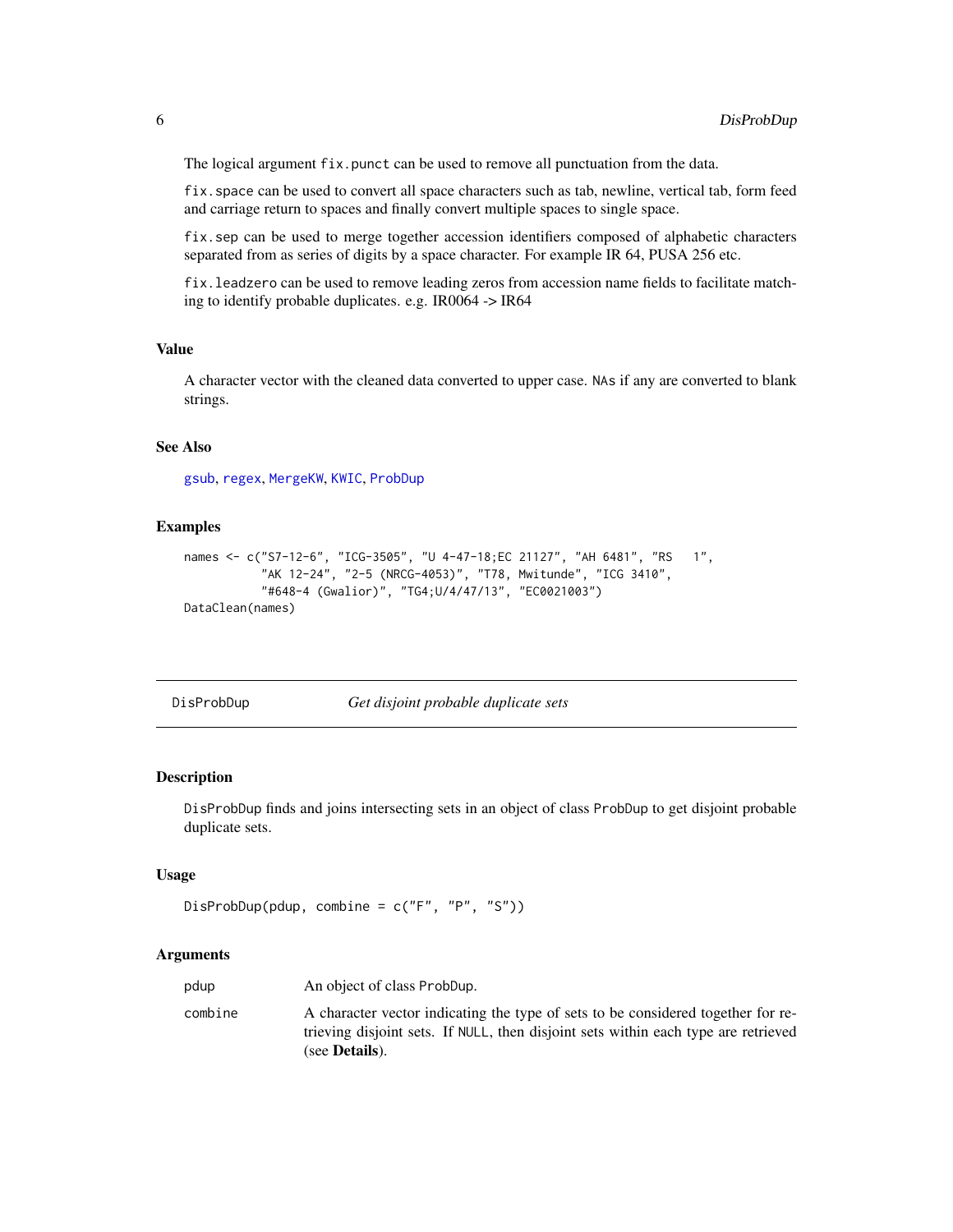The logical argument `fix.punct` can be used to remove all punctuation from the data.

`fix.space` can be used to convert all space characters such as tab, newline, vertical tab, form feed and carriage return to spaces and finally convert multiple spaces to single space.

`fix.sep` can be used to merge together accession identifiers composed of alphabetic characters separated from as series of digits by a space character. For example IR 64, PUSA 256 etc.

`fix.leadzero` can be used to remove leading zeros from accession name fields to facilitate matching to identify probable duplicates. e.g. IR0064 -> IR64

### Value

A character vector with the cleaned data converted to upper case. `NA`s if any are converted to blank strings.

### See Also

`gsub`, `regex`, `MergeKW`, `KWIC`, `ProbDup`

### Examples

```
names <- c("S7-12-6", "ICG-3505", "U 4-47-18;EC 21127", "AH 6481", "RS   1",
           "AK 12-24", "2-5 (NRCG-4053)", "T78, Mwitunde", "ICG 3410",
           "#648-4 (Gwalior)", "TG4;U/4/47/13", "EC0021003")
DataClean(names)
```

---

## DisProbDup — *Get disjoint probable duplicate sets*

### Description

`DisProbDup` finds and joins intersecting sets in an object of class `ProbDup` to get disjoint probable duplicate sets.

### Usage

```
DisProbDup(pdup, combine = c("F", "P", "S"))
```

### Arguments

| | |
|---|---|
| `pdup` | An object of class `ProbDup`. |
| `combine` | A character vector indicating the type of sets to be considered together for retrieving disjoint sets. If `NULL`, then disjoint sets within each type are retrieved (see **Details**). |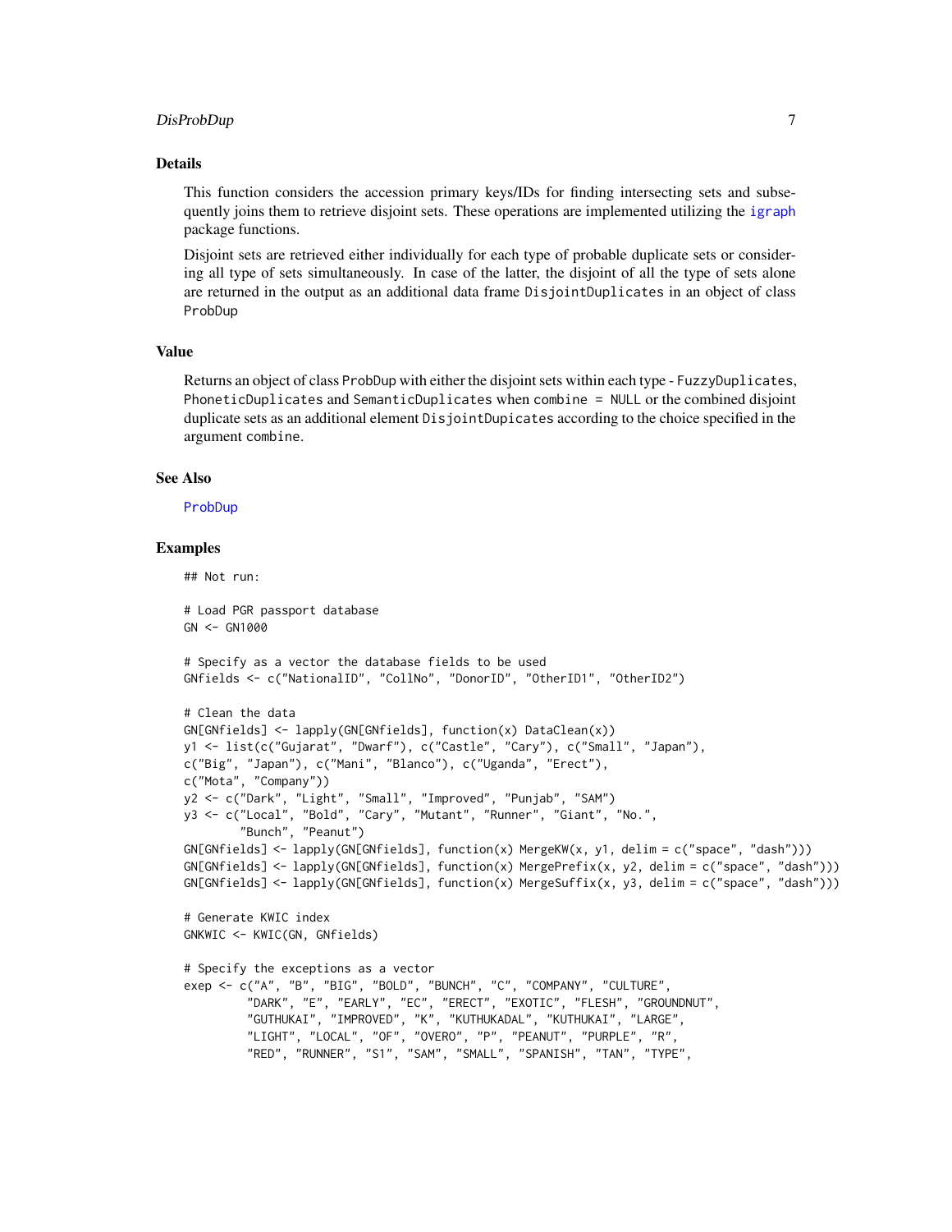## Details

This function considers the accession primary keys/IDs for finding intersecting sets and subsequently joins them to retrieve disjoint sets. These operations are implemented utilizing the igraph package functions.

Disjoint sets are retrieved either individually for each type of probable duplicate sets or considering all type of sets simultaneously. In case of the latter, the disjoint of all the type of sets alone are returned in the output as an additional data frame `DisjointDuplicates` in an object of class `ProbDup`

## Value

Returns an object of class `ProbDup` with either the disjoint sets within each type - `FuzzyDuplicates`, `PhoneticDuplicates` and `SemanticDuplicates` when `combine = NULL` or the combined disjoint duplicate sets as an additional element `DisjointDupicates` according to the choice specified in the argument `combine`.

## See Also

ProbDup

## Examples

```
## Not run:

# Load PGR passport database
GN <- GN1000

# Specify as a vector the database fields to be used
GNfields <- c("NationalID", "CollNo", "DonorID", "OtherID1", "OtherID2")

# Clean the data
GN[GNfields] <- lapply(GN[GNfields], function(x) DataClean(x))
y1 <- list(c("Gujarat", "Dwarf"), c("Castle", "Cary"), c("Small", "Japan"),
c("Big", "Japan"), c("Mani", "Blanco"), c("Uganda", "Erect"),
c("Mota", "Company"))
y2 <- c("Dark", "Light", "Small", "Improved", "Punjab", "SAM")
y3 <- c("Local", "Bold", "Cary", "Mutant", "Runner", "Giant", "No.",
        "Bunch", "Peanut")
GN[GNfields] <- lapply(GN[GNfields], function(x) MergeKW(x, y1, delim = c("space", "dash")))
GN[GNfields] <- lapply(GN[GNfields], function(x) MergePrefix(x, y2, delim = c("space", "dash")))
GN[GNfields] <- lapply(GN[GNfields], function(x) MergeSuffix(x, y3, delim = c("space", "dash")))

# Generate KWIC index
GNKWIC <- KWIC(GN, GNfields)

# Specify the exceptions as a vector
exep <- c("A", "B", "BIG", "BOLD", "BUNCH", "C", "COMPANY", "CULTURE",
         "DARK", "E", "EARLY", "EC", "ERECT", "EXOTIC", "FLESH", "GROUNDNUT",
         "GUTHUKAI", "IMPROVED", "K", "KUTHUKADAL", "KUTHUKAI", "LARGE",
         "LIGHT", "LOCAL", "OF", "OVERO", "P", "PEANUT", "PURPLE", "R",
         "RED", "RUNNER", "S1", "SAM", "SMALL", "SPANISH", "TAN", "TYPE",
```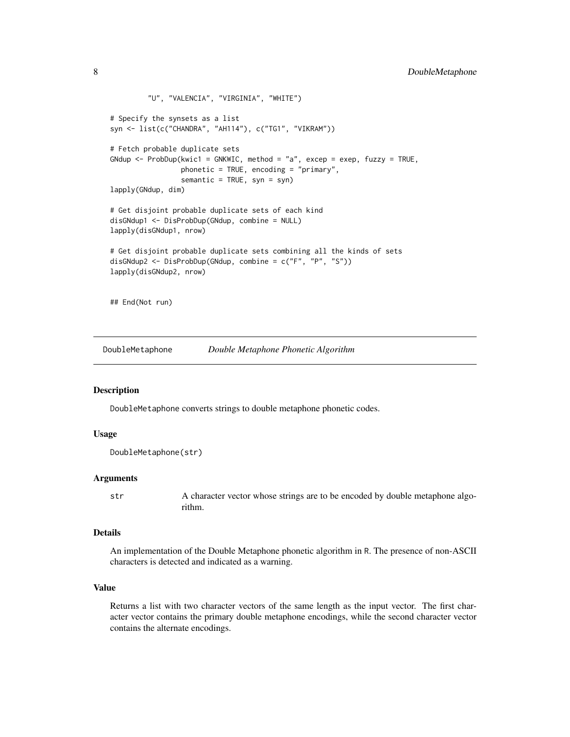```
         "U", "VALENCIA", "VIRGINIA", "WHITE")

# Specify the synsets as a list
syn <- list(c("CHANDRA", "AH114"), c("TG1", "VIKRAM"))

# Fetch probable duplicate sets
GNdup <- ProbDup(kwic1 = GNKWIC, method = "a", excep = exep, fuzzy = TRUE,
                 phonetic = TRUE, encoding = "primary",
                 semantic = TRUE, syn = syn)
lapply(GNdup, dim)

# Get disjoint probable duplicate sets of each kind
disGNdup1 <- DisProbDup(GNdup, combine = NULL)
lapply(disGNdup1, nrow)

# Get disjoint probable duplicate sets combining all the kinds of sets
disGNdup2 <- DisProbDup(GNdup, combine = c("F", "P", "S"))
lapply(disGNdup2, nrow)


## End(Not run)
```

## DoubleMetaphone *Double Metaphone Phonetic Algorithm*

### Description

DoubleMetaphone converts strings to double metaphone phonetic codes.

### Usage

```
DoubleMetaphone(str)
```

### Arguments

| | |
|---|---|
| str | A character vector whose strings are to be encoded by double metaphone algorithm. |

### Details

An implementation of the Double Metaphone phonetic algorithm in R. The presence of non-ASCII characters is detected and indicated as a warning.

### Value

Returns a list with two character vectors of the same length as the input vector. The first character vector contains the primary double metaphone encodings, while the second character vector contains the alternate encodings.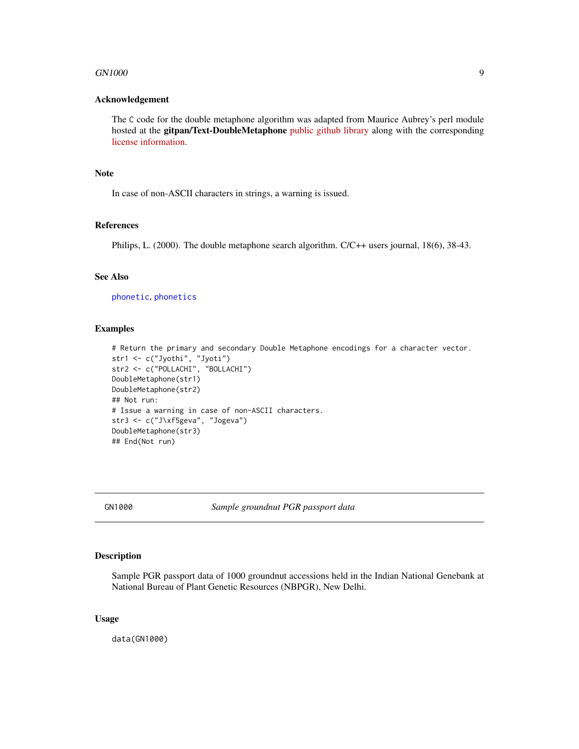### Acknowledgement

The C code for the double metaphone algorithm was adapted from Maurice Aubrey's perl module hosted at the **gitpan/Text-DoubleMetaphone** public github library along with the corresponding license information.

### Note

In case of non-ASCII characters in strings, a warning is issued.

### References

Philips, L. (2000). The double metaphone search algorithm. C/C++ users journal, 18(6), 38-43.

### See Also

phonetic, phonetics

### Examples

```
# Return the primary and secondary Double Metaphone encodings for a character vector.
str1 <- c("Jyothi", "Jyoti")
str2 <- c("POLLACHI", "BOLLACHI")
DoubleMetaphone(str1)
DoubleMetaphone(str2)
## Not run:
# Issue a warning in case of non-ASCII characters.
str3 <- c("J\xf5geva", "Jogeva")
DoubleMetaphone(str3)
## End(Not run)
```

---

## GN1000 &nbsp;&nbsp;&nbsp; *Sample groundnut PGR passport data*

### Description

Sample PGR passport data of 1000 groundnut accessions held in the Indian National Genebank at National Bureau of Plant Genetic Resources (NBPGR), New Delhi.

### Usage

```
data(GN1000)
```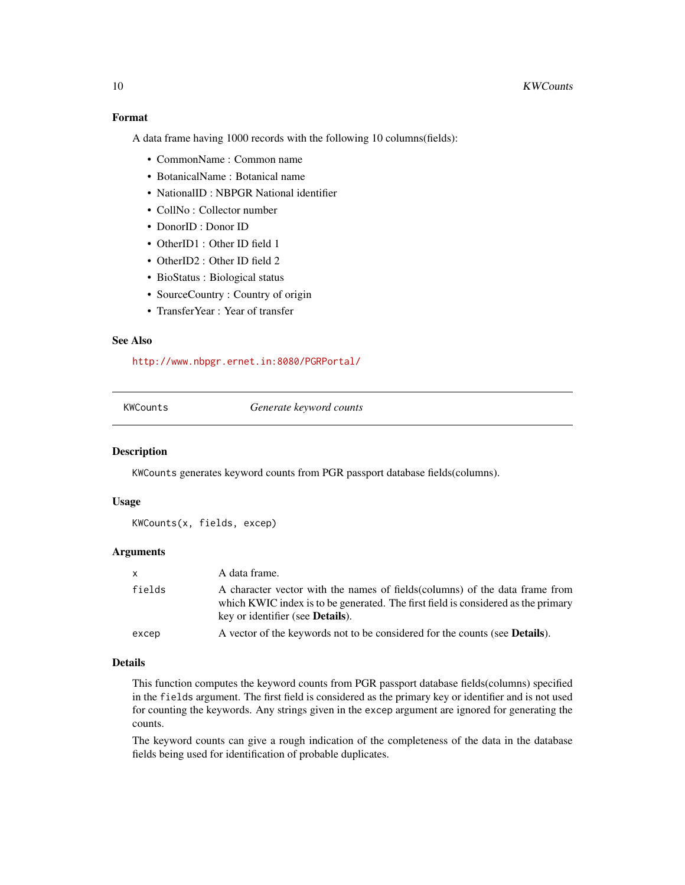### Format

A data frame having 1000 records with the following 10 columns(fields):

- CommonName : Common name
- BotanicalName : Botanical name
- NationalID : NBPGR National identifier
- CollNo : Collector number
- DonorID : Donor ID
- OtherID1 : Other ID field 1
- OtherID2 : Other ID field 2
- BioStatus : Biological status
- SourceCountry : Country of origin
- TransferYear : Year of transfer

### See Also

http://www.nbpgr.ernet.in:8080/PGRPortal/

---

## KWCounts — *Generate keyword counts*

### Description

`KWCounts` generates keyword counts from PGR passport database fields(columns).

### Usage

```
KWCounts(x, fields, excep)
```

### Arguments

| | |
|---|---|
| `x` | A data frame. |
| `fields` | A character vector with the names of fields(columns) of the data frame from which KWIC index is to be generated. The first field is considered as the primary key or identifier (see **Details**). |
| `excep` | A vector of the keywords not to be considered for the counts (see **Details**). |

### Details

This function computes the keyword counts from PGR passport database fields(columns) specified in the `fields` argument. The first field is considered as the primary key or identifier and is not used for counting the keywords. Any strings given in the `excep` argument are ignored for generating the counts.

The keyword counts can give a rough indication of the completeness of the data in the database fields being used for identification of probable duplicates.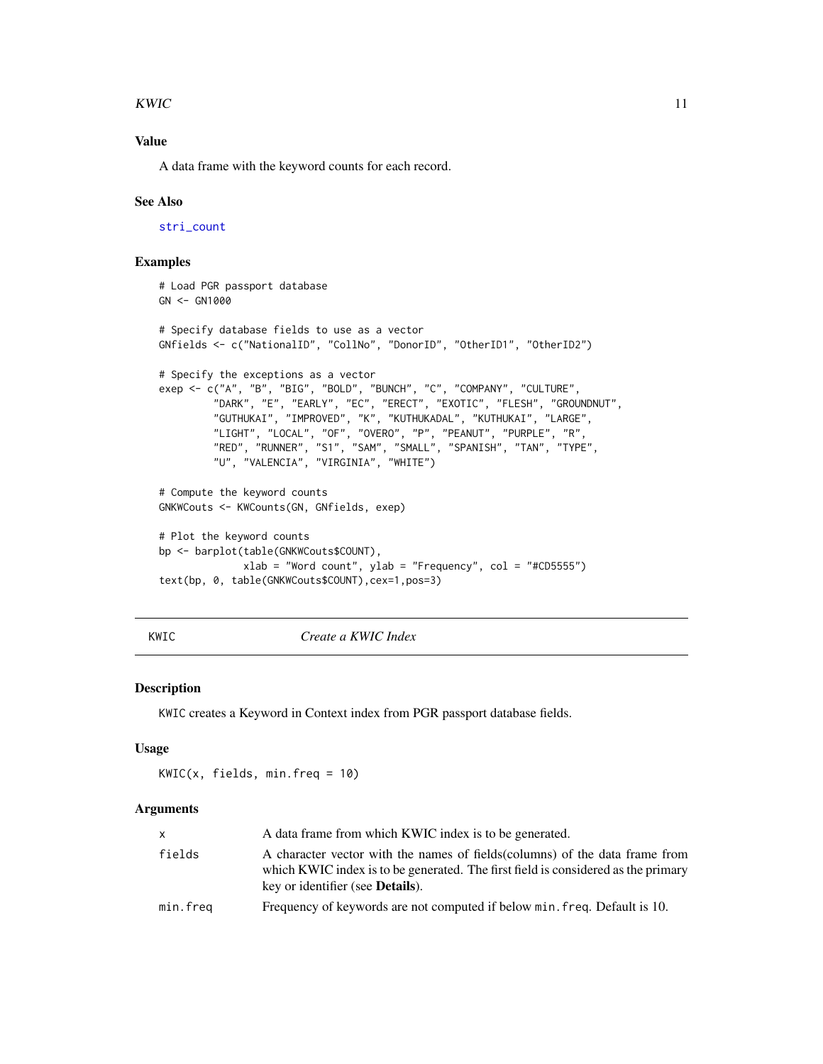## Value

A data frame with the keyword counts for each record.

## See Also

stri_count

## Examples

```
# Load PGR passport database
GN <- GN1000

# Specify database fields to use as a vector
GNfields <- c("NationalID", "CollNo", "DonorID", "OtherID1", "OtherID2")

# Specify the exceptions as a vector
exep <- c("A", "B", "BIG", "BOLD", "BUNCH", "C", "COMPANY", "CULTURE",
         "DARK", "E", "EARLY", "EC", "ERECT", "EXOTIC", "FLESH", "GROUNDNUT",
         "GUTHUKAI", "IMPROVED", "K", "KUTHUKADAL", "KUTHUKAI", "LARGE",
         "LIGHT", "LOCAL", "OF", "OVERO", "P", "PEANUT", "PURPLE", "R",
         "RED", "RUNNER", "S1", "SAM", "SMALL", "SPANISH", "TAN", "TYPE",
         "U", "VALENCIA", "VIRGINIA", "WHITE")

# Compute the keyword counts
GNKWCouts <- KWCounts(GN, GNfields, exep)

# Plot the keyword counts
bp <- barplot(table(GNKWCouts$COUNT),
              xlab = "Word count", ylab = "Frequency", col = "#CD5555")
text(bp, 0, table(GNKWCouts$COUNT),cex=1,pos=3)
```

---

# KWIC — *Create a KWIC Index*

## Description

KWIC creates a Keyword in Context index from PGR passport database fields.

## Usage

```
KWIC(x, fields, min.freq = 10)
```

## Arguments

| | |
|---|---|
| x | A data frame from which KWIC index is to be generated. |
| fields | A character vector with the names of fields(columns) of the data frame from which KWIC index is to be generated. The first field is considered as the primary key or identifier (see **Details**). |
| min.freq | Frequency of keywords are not computed if below min.freq. Default is 10. |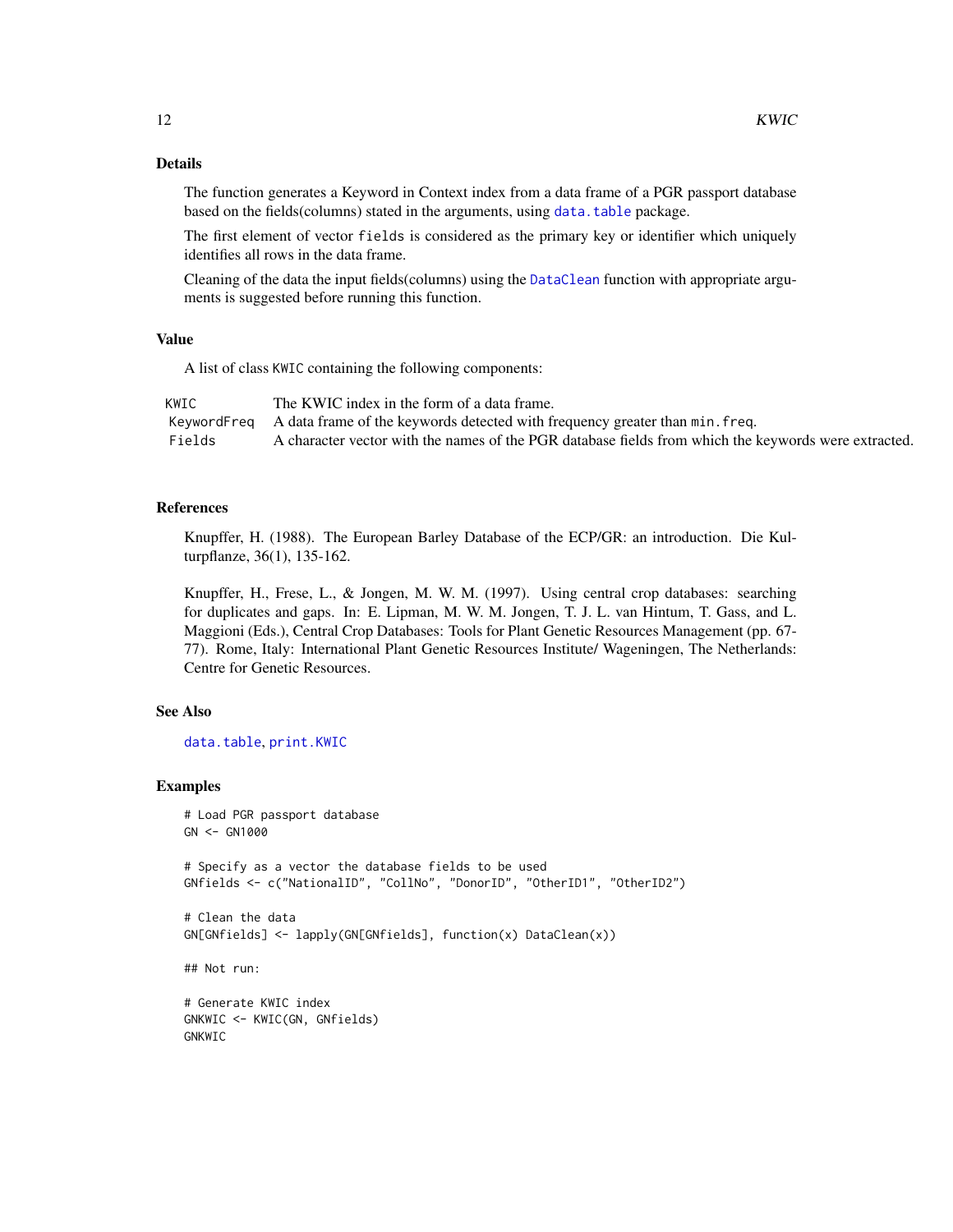## Details

The function generates a Keyword in Context index from a data frame of a PGR passport database based on the fields(columns) stated in the arguments, using `data.table` package.

The first element of vector `fields` is considered as the primary key or identifier which uniquely identifies all rows in the data frame.

Cleaning of the data the input fields(columns) using the `DataClean` function with appropriate arguments is suggested before running this function.

## Value

A list of class `KWIC` containing the following components:

| | |
|---|---|
| `KWIC` | The KWIC index in the form of a data frame. |
| `KeywordFreq` | A data frame of the keywords detected with frequency greater than `min.freq`. |
| `Fields` | A character vector with the names of the PGR database fields from which the keywords were extracted. |

## References

Knupffer, H. (1988). The European Barley Database of the ECP/GR: an introduction. Die Kulturpflanze, 36(1), 135-162.

Knupffer, H., Frese, L., & Jongen, M. W. M. (1997). Using central crop databases: searching for duplicates and gaps. In: E. Lipman, M. W. M. Jongen, T. J. L. van Hintum, T. Gass, and L. Maggioni (Eds.), Central Crop Databases: Tools for Plant Genetic Resources Management (pp. 67-77). Rome, Italy: International Plant Genetic Resources Institute/ Wageningen, The Netherlands: Centre for Genetic Resources.

## See Also

`data.table`, `print.KWIC`

## Examples

```
# Load PGR passport database
GN <- GN1000

# Specify as a vector the database fields to be used
GNfields <- c("NationalID", "CollNo", "DonorID", "OtherID1", "OtherID2")

# Clean the data
GN[GNfields] <- lapply(GN[GNfields], function(x) DataClean(x))

## Not run:

# Generate KWIC index
GNKWIC <- KWIC(GN, GNfields)
GNKWIC
```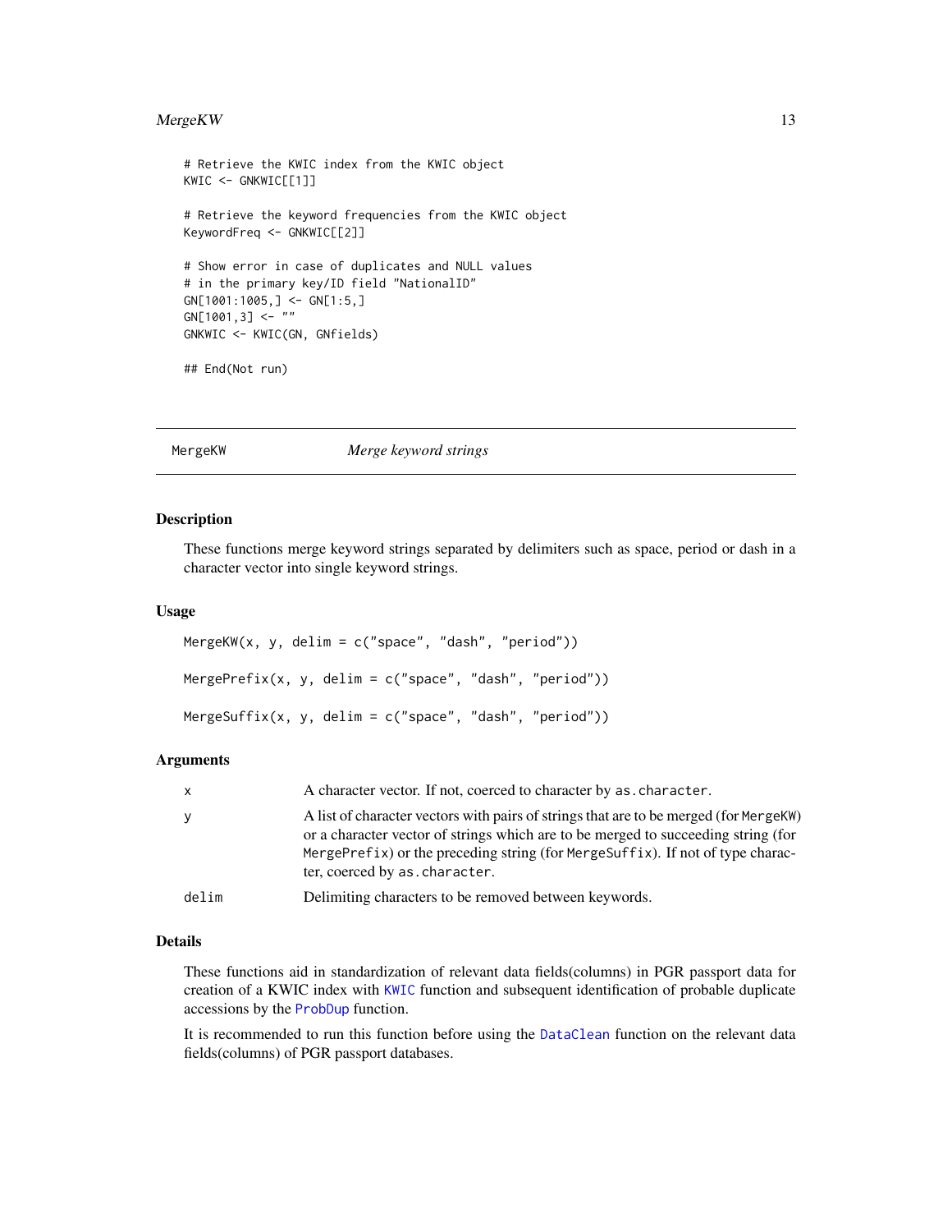```
# Retrieve the KWIC index from the KWIC object
KWIC <- GNKWIC[[1]]

# Retrieve the keyword frequencies from the KWIC object
KeywordFreq <- GNKWIC[[2]]

# Show error in case of duplicates and NULL values
# in the primary key/ID field "NationalID"
GN[1001:1005,] <- GN[1:5,]
GN[1001,3] <- ""
GNKWIC <- KWIC(GN, GNfields)

## End(Not run)
```

---

## MergeKW — *Merge keyword strings*

---

### Description

These functions merge keyword strings separated by delimiters such as space, period or dash in a character vector into single keyword strings.

### Usage

```
MergeKW(x, y, delim = c("space", "dash", "period"))

MergePrefix(x, y, delim = c("space", "dash", "period"))

MergeSuffix(x, y, delim = c("space", "dash", "period"))
```

### Arguments

| | |
|---|---|
| x | A character vector. If not, coerced to character by `as.character`. |
| y | A list of character vectors with pairs of strings that are to be merged (for `MergeKW`) or a character vector of strings which are to be merged to succeeding string (for `MergePrefix`) or the preceding string (for `MergeSuffix`). If not of type character, coerced by `as.character`. |
| delim | Delimiting characters to be removed between keywords. |

### Details

These functions aid in standardization of relevant data fields(columns) in PGR passport data for creation of a KWIC index with `KWIC` function and subsequent identification of probable duplicate accessions by the `ProbDup` function.

It is recommended to run this function before using the `DataClean` function on the relevant data fields(columns) of PGR passport databases.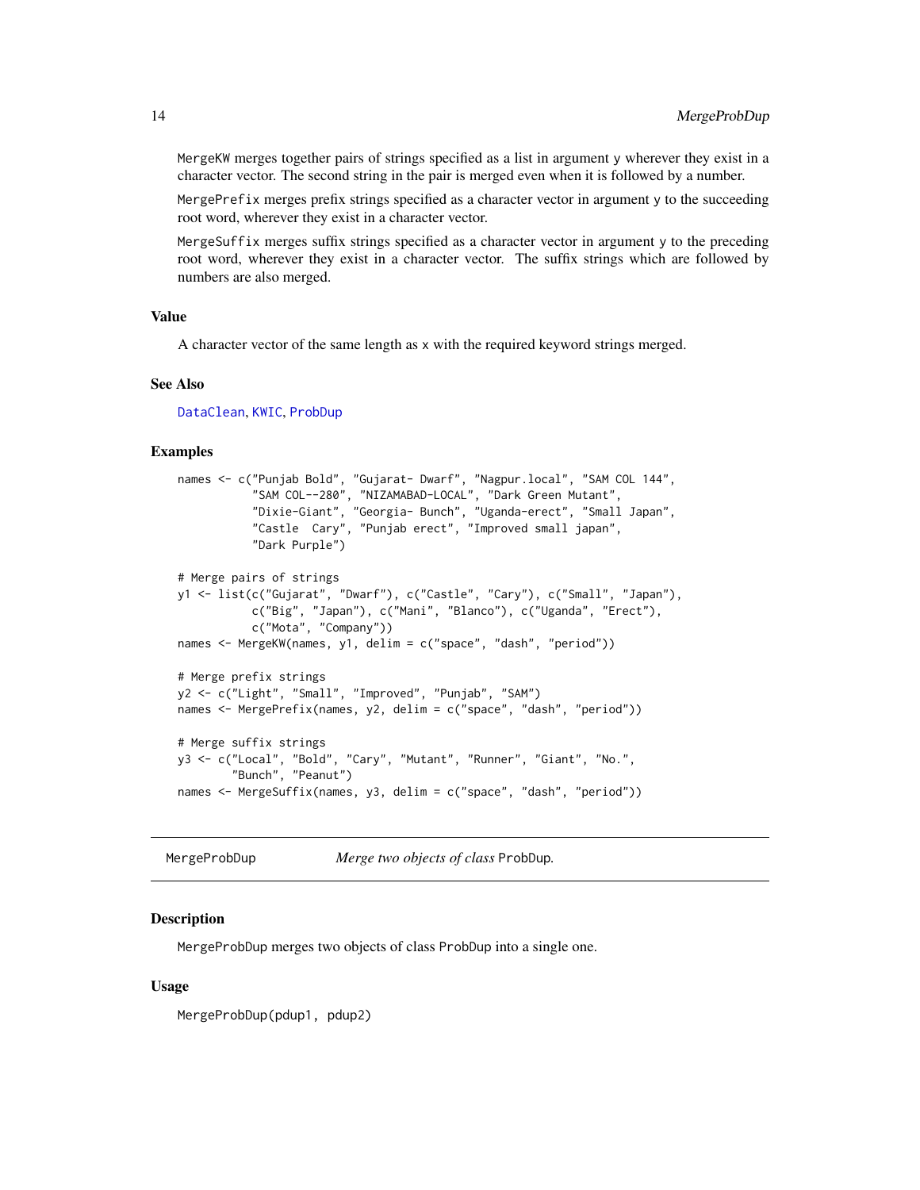MergeKW merges together pairs of strings specified as a list in argument y wherever they exist in a character vector. The second string in the pair is merged even when it is followed by a number.

MergePrefix merges prefix strings specified as a character vector in argument y to the succeeding root word, wherever they exist in a character vector.

MergeSuffix merges suffix strings specified as a character vector in argument y to the preceding root word, wherever they exist in a character vector. The suffix strings which are followed by numbers are also merged.

### Value

A character vector of the same length as x with the required keyword strings merged.

### See Also

DataClean, KWIC, ProbDup

### Examples

```
names <- c("Punjab Bold", "Gujarat- Dwarf", "Nagpur.local", "SAM COL 144",
           "SAM COL--280", "NIZAMABAD-LOCAL", "Dark Green Mutant",
           "Dixie-Giant", "Georgia- Bunch", "Uganda-erect", "Small Japan",
           "Castle  Cary", "Punjab erect", "Improved small japan",
           "Dark Purple")

# Merge pairs of strings
y1 <- list(c("Gujarat", "Dwarf"), c("Castle", "Cary"), c("Small", "Japan"),
           c("Big", "Japan"), c("Mani", "Blanco"), c("Uganda", "Erect"),
           c("Mota", "Company"))
names <- MergeKW(names, y1, delim = c("space", "dash", "period"))

# Merge prefix strings
y2 <- c("Light", "Small", "Improved", "Punjab", "SAM")
names <- MergePrefix(names, y2, delim = c("space", "dash", "period"))

# Merge suffix strings
y3 <- c("Local", "Bold", "Cary", "Mutant", "Runner", "Giant", "No.",
        "Bunch", "Peanut")
names <- MergeSuffix(names, y3, delim = c("space", "dash", "period"))
```

---

## MergeProbDup — *Merge two objects of class* ProbDup.

### Description

MergeProbDup merges two objects of class ProbDup into a single one.

### Usage

```
MergeProbDup(pdup1, pdup2)
```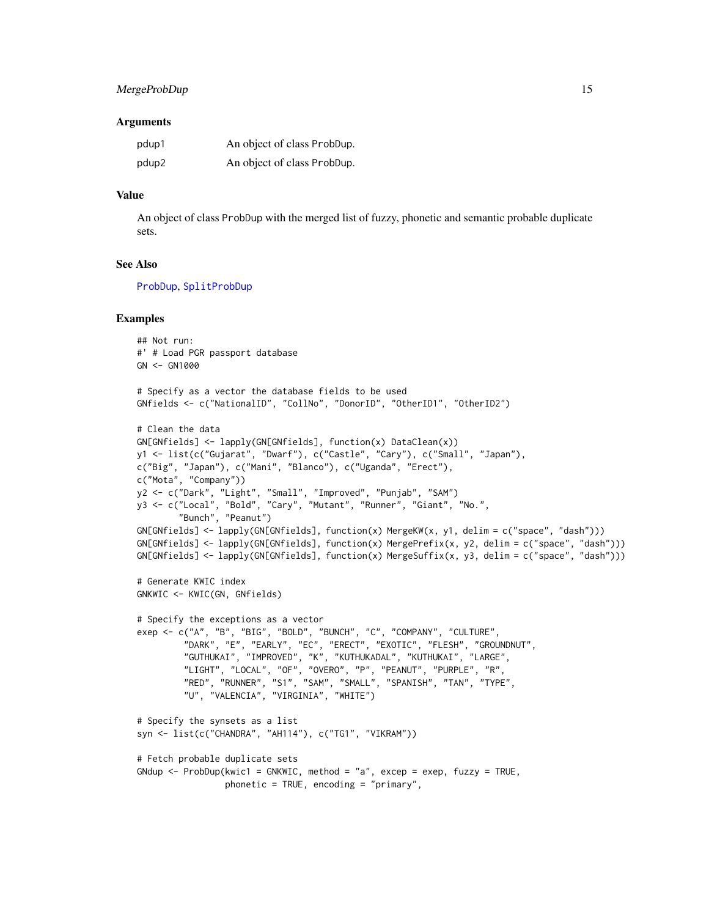## Arguments

| | |
|---|---|
| pdup1 | An object of class ProbDup. |
| pdup2 | An object of class ProbDup. |

## Value

An object of class ProbDup with the merged list of fuzzy, phonetic and semantic probable duplicate sets.

## See Also

ProbDup, SplitProbDup

## Examples

```
## Not run:
#' # Load PGR passport database
GN <- GN1000

# Specify as a vector the database fields to be used
GNfields <- c("NationalID", "CollNo", "DonorID", "OtherID1", "OtherID2")

# Clean the data
GN[GNfields] <- lapply(GN[GNfields], function(x) DataClean(x))
y1 <- list(c("Gujarat", "Dwarf"), c("Castle", "Cary"), c("Small", "Japan"),
c("Big", "Japan"), c("Mani", "Blanco"), c("Uganda", "Erect"),
c("Mota", "Company"))
y2 <- c("Dark", "Light", "Small", "Improved", "Punjab", "SAM")
y3 <- c("Local", "Bold", "Cary", "Mutant", "Runner", "Giant", "No.",
        "Bunch", "Peanut")
GN[GNfields] <- lapply(GN[GNfields], function(x) MergeKW(x, y1, delim = c("space", "dash")))
GN[GNfields] <- lapply(GN[GNfields], function(x) MergePrefix(x, y2, delim = c("space", "dash")))
GN[GNfields] <- lapply(GN[GNfields], function(x) MergeSuffix(x, y3, delim = c("space", "dash")))

# Generate KWIC index
GNKWIC <- KWIC(GN, GNfields)

# Specify the exceptions as a vector
exep <- c("A", "B", "BIG", "BOLD", "BUNCH", "C", "COMPANY", "CULTURE",
         "DARK", "E", "EARLY", "EC", "ERECT", "EXOTIC", "FLESH", "GROUNDNUT",
         "GUTHUKAI", "IMPROVED", "K", "KUTHUKADAL", "KUTHUKAI", "LARGE",
         "LIGHT", "LOCAL", "OF", "OVERO", "P", "PEANUT", "PURPLE", "R",
         "RED", "RUNNER", "S1", "SAM", "SMALL", "SPANISH", "TAN", "TYPE",
         "U", "VALENCIA", "VIRGINIA", "WHITE")

# Specify the synsets as a list
syn <- list(c("CHANDRA", "AH114"), c("TG1", "VIKRAM"))

# Fetch probable duplicate sets
GNdup <- ProbDup(kwic1 = GNKWIC, method = "a", excep = exep, fuzzy = TRUE,
                 phonetic = TRUE, encoding = "primary",
```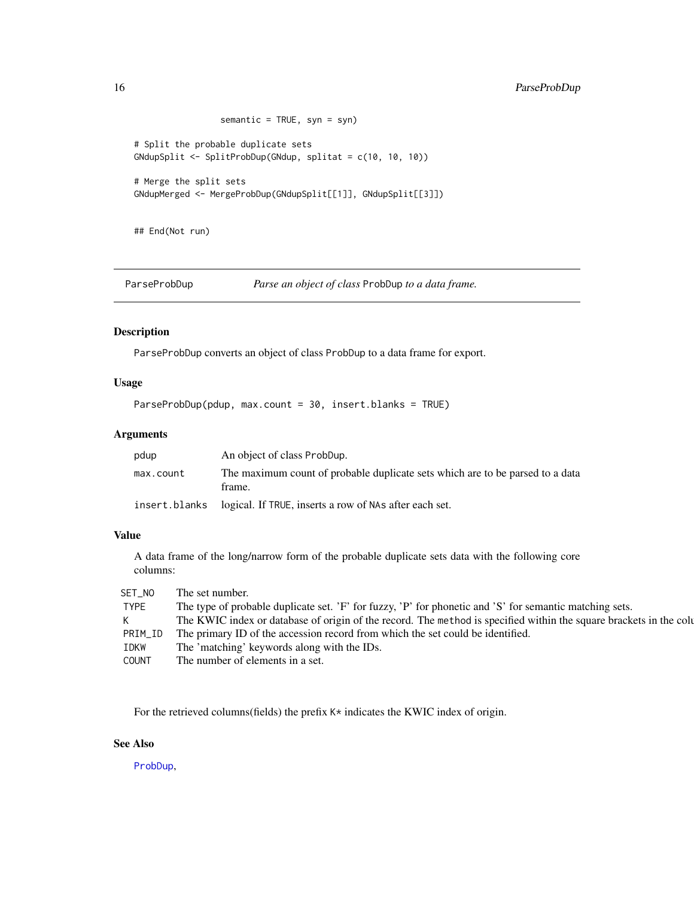```
semantic = TRUE, syn = syn)

# Split the probable duplicate sets
GNdupSplit <- SplitProbDup(GNdup, splitat = c(10, 10, 10))

# Merge the split sets
GNdupMerged <- MergeProbDup(GNdupSplit[[1]], GNdupSplit[[3]])


## End(Not run)
```

## ParseProbDup — *Parse an object of class* `ProbDup` *to a data frame.*

### Description

`ParseProbDup` converts an object of class `ProbDup` to a data frame for export.

### Usage

```
ParseProbDup(pdup, max.count = 30, insert.blanks = TRUE)
```

### Arguments

| | |
|---|---|
| `pdup` | An object of class `ProbDup`. |
| `max.count` | The maximum count of probable duplicate sets which are to be parsed to a data frame. |
| `insert.blanks` | logical. If `TRUE`, inserts a row of `NA`s after each set. |

### Value

A data frame of the long/narrow form of the probable duplicate sets data with the following core columns:

| | |
|---|---|
| `SET_NO` | The set number. |
| `TYPE` | The type of probable duplicate set. 'F' for fuzzy, 'P' for phonetic and 'S' for semantic matching sets. |
| `K` | The KWIC index or database of origin of the record. The `method` is specified within the square brackets in the colu |
| `PRIM_ID` | The primary ID of the accession record from which the set could be identified. |
| `IDKW` | The 'matching' keywords along with the IDs. |
| `COUNT` | The number of elements in a set. |

For the retrieved columns(fields) the prefix `K*` indicates the KWIC index of origin.

### See Also

`ProbDup`,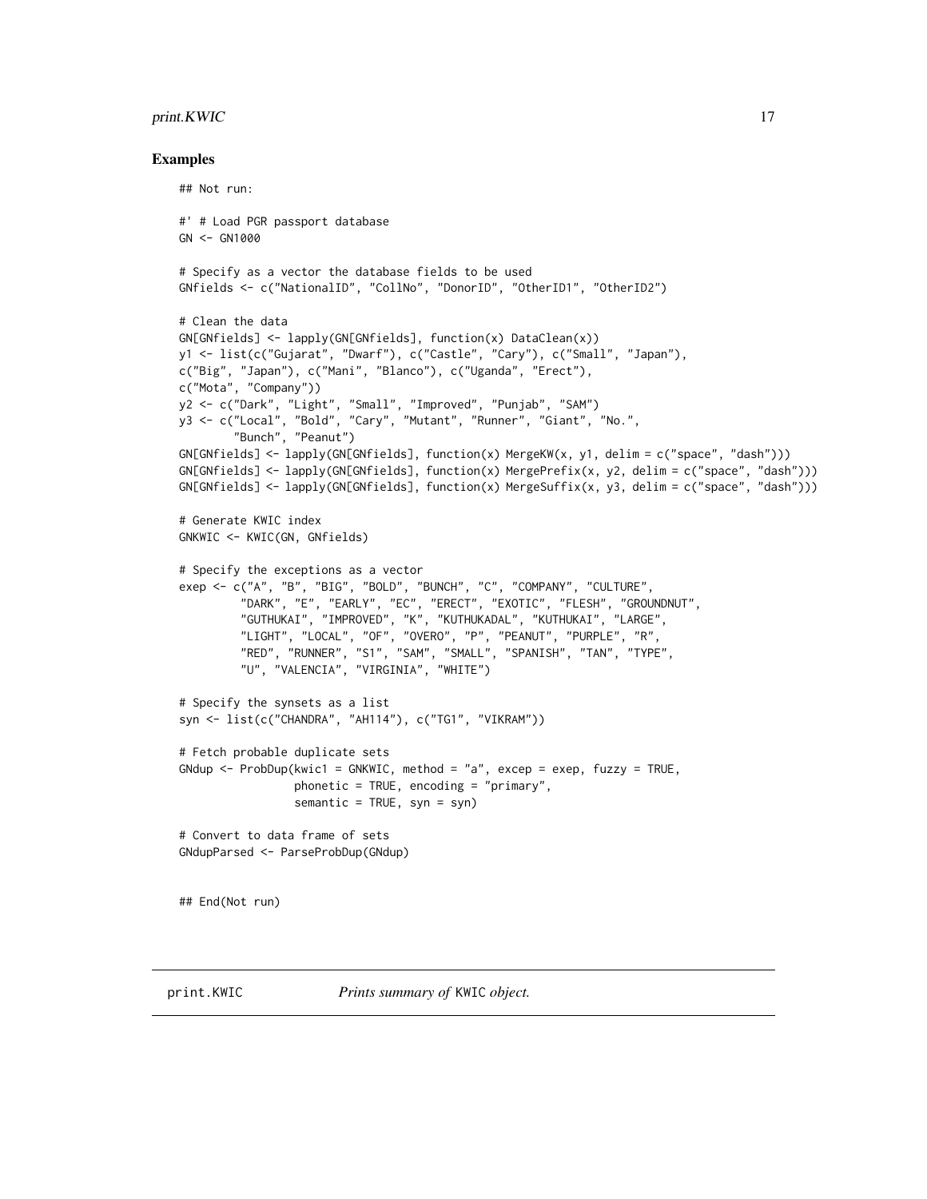## Examples

```
## Not run:

#' # Load PGR passport database
GN <- GN1000

# Specify as a vector the database fields to be used
GNfields <- c("NationalID", "CollNo", "DonorID", "OtherID1", "OtherID2")

# Clean the data
GN[GNfields] <- lapply(GN[GNfields], function(x) DataClean(x))
y1 <- list(c("Gujarat", "Dwarf"), c("Castle", "Cary"), c("Small", "Japan"),
c("Big", "Japan"), c("Mani", "Blanco"), c("Uganda", "Erect"),
c("Mota", "Company"))
y2 <- c("Dark", "Light", "Small", "Improved", "Punjab", "SAM")
y3 <- c("Local", "Bold", "Cary", "Mutant", "Runner", "Giant", "No.",
        "Bunch", "Peanut")
GN[GNfields] <- lapply(GN[GNfields], function(x) MergeKW(x, y1, delim = c("space", "dash")))
GN[GNfields] <- lapply(GN[GNfields], function(x) MergePrefix(x, y2, delim = c("space", "dash")))
GN[GNfields] <- lapply(GN[GNfields], function(x) MergeSuffix(x, y3, delim = c("space", "dash")))

# Generate KWIC index
GNKWIC <- KWIC(GN, GNfields)

# Specify the exceptions as a vector
exep <- c("A", "B", "BIG", "BOLD", "BUNCH", "C", "COMPANY", "CULTURE",
         "DARK", "E", "EARLY", "EC", "ERECT", "EXOTIC", "FLESH", "GROUNDNUT",
         "GUTHUKAI", "IMPROVED", "K", "KUTHUKADAL", "KUTHUKAI", "LARGE",
         "LIGHT", "LOCAL", "OF", "OVERO", "P", "PEANUT", "PURPLE", "R",
         "RED", "RUNNER", "S1", "SAM", "SMALL", "SPANISH", "TAN", "TYPE",
         "U", "VALENCIA", "VIRGINIA", "WHITE")

# Specify the synsets as a list
syn <- list(c("CHANDRA", "AH114"), c("TG1", "VIKRAM"))

# Fetch probable duplicate sets
GNdup <- ProbDup(kwic1 = GNKWIC, method = "a", excep = exep, fuzzy = TRUE,
                 phonetic = TRUE, encoding = "primary",
                 semantic = TRUE, syn = syn)

# Convert to data frame of sets
GNdupParsed <- ParseProbDup(GNdup)


## End(Not run)
```

---

print.KWIC *Prints summary of* KWIC *object.*

---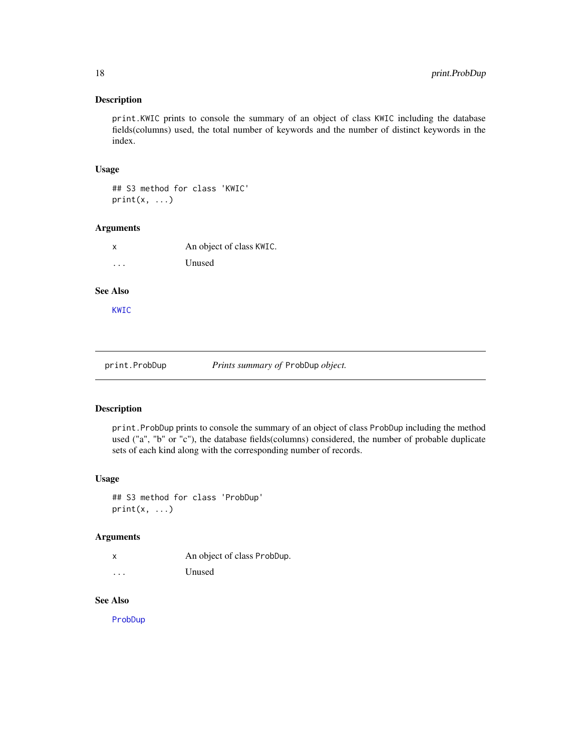### Description

`print.KWIC` prints to console the summary of an object of class `KWIC` including the database fields(columns) used, the total number of keywords and the number of distinct keywords in the index.

### Usage

```
## S3 method for class 'KWIC'
print(x, ...)
```

### Arguments

| | |
|---|---|
| `x` | An object of class `KWIC`. |
| `...` | Unused |

### See Also

`KWIC`

---

## print.ProbDup &nbsp;&nbsp;&nbsp;&nbsp; *Prints summary of* `ProbDup` *object.*

---

### Description

`print.ProbDup` prints to console the summary of an object of class `ProbDup` including the method used ("a", "b" or "c"), the database fields(columns) considered, the number of probable duplicate sets of each kind along with the corresponding number of records.

### Usage

```
## S3 method for class 'ProbDup'
print(x, ...)
```

### Arguments

| | |
|---|---|
| `x` | An object of class `ProbDup`. |
| `...` | Unused |

### See Also

`ProbDup`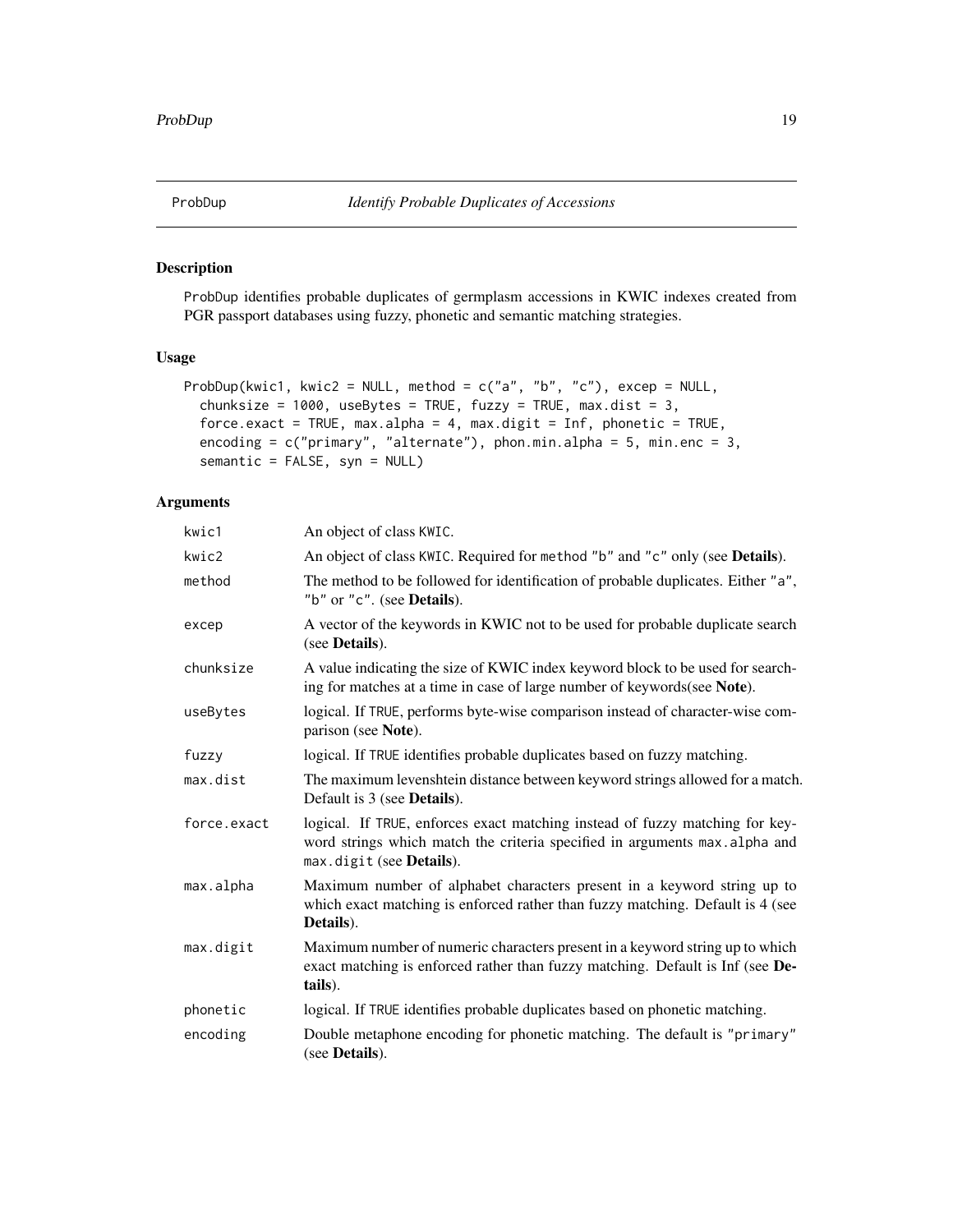ProbDup *Identify Probable Duplicates of Accessions*

## Description

ProbDup identifies probable duplicates of germplasm accessions in KWIC indexes created from PGR passport databases using fuzzy, phonetic and semantic matching strategies.

## Usage

```
ProbDup(kwic1, kwic2 = NULL, method = c("a", "b", "c"), excep = NULL,
  chunksize = 1000, useBytes = TRUE, fuzzy = TRUE, max.dist = 3,
  force.exact = TRUE, max.alpha = 4, max.digit = Inf, phonetic = TRUE,
  encoding = c("primary", "alternate"), phon.min.alpha = 5, min.enc = 3,
  semantic = FALSE, syn = NULL)
```

## Arguments

| | |
|---|---|
| kwic1 | An object of class KWIC. |
| kwic2 | An object of class KWIC. Required for method "b" and "c" only (see **Details**). |
| method | The method to be followed for identification of probable duplicates. Either "a", "b" or "c". (see **Details**). |
| excep | A vector of the keywords in KWIC not to be used for probable duplicate search (see **Details**). |
| chunksize | A value indicating the size of KWIC index keyword block to be used for searching for matches at a time in case of large number of keywords(see **Note**). |
| useBytes | logical. If TRUE, performs byte-wise comparison instead of character-wise comparison (see **Note**). |
| fuzzy | logical. If TRUE identifies probable duplicates based on fuzzy matching. |
| max.dist | The maximum levenshtein distance between keyword strings allowed for a match. Default is 3 (see **Details**). |
| force.exact | logical. If TRUE, enforces exact matching instead of fuzzy matching for keyword strings which match the criteria specified in arguments max.alpha and max.digit (see **Details**). |
| max.alpha | Maximum number of alphabet characters present in a keyword string up to which exact matching is enforced rather than fuzzy matching. Default is 4 (see **Details**). |
| max.digit | Maximum number of numeric characters present in a keyword string up to which exact matching is enforced rather than fuzzy matching. Default is Inf (see **Details**). |
| phonetic | logical. If TRUE identifies probable duplicates based on phonetic matching. |
| encoding | Double metaphone encoding for phonetic matching. The default is "primary" (see **Details**). |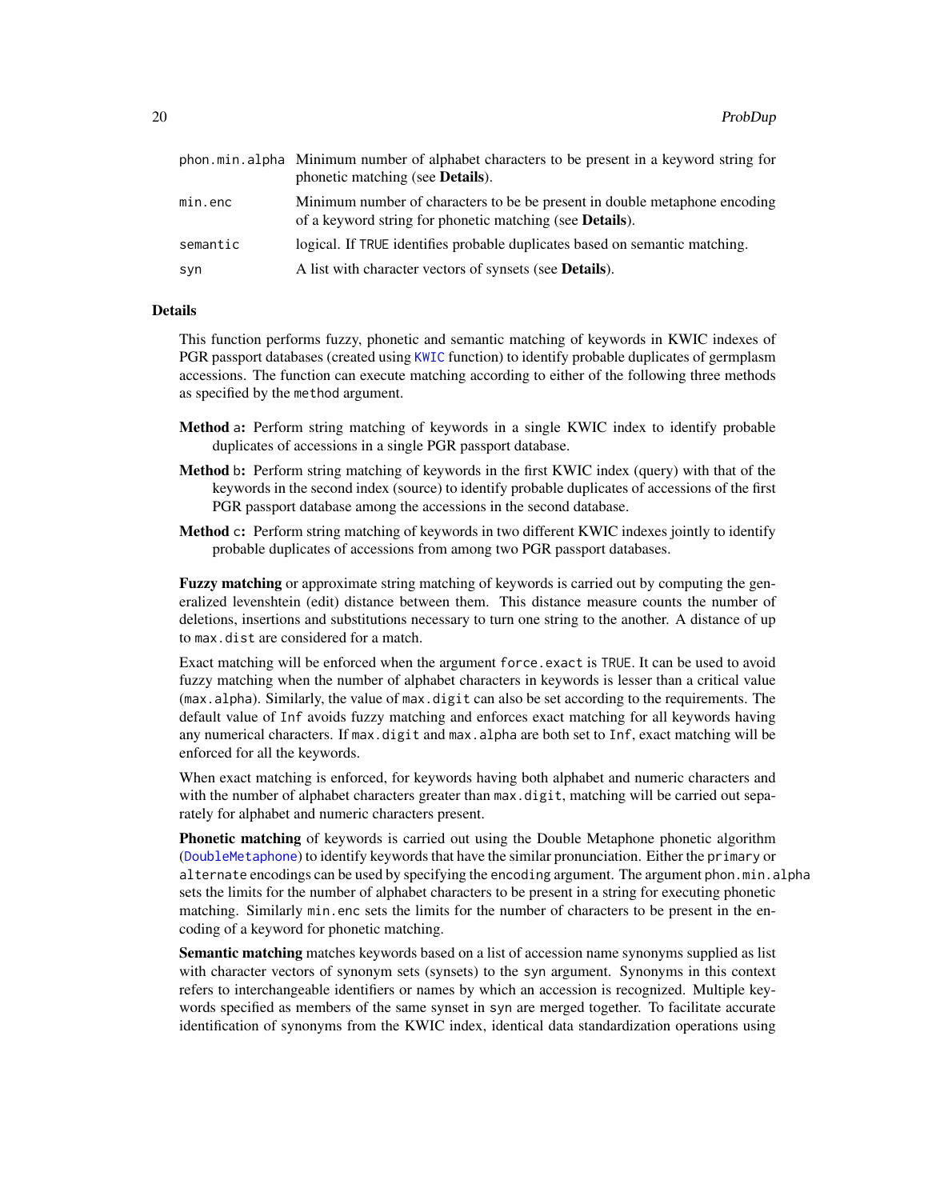| | |
|---|---|
| `phon.min.alpha` | Minimum number of alphabet characters to be present in a keyword string for phonetic matching (see **Details**). |
| `min.enc` | Minimum number of characters to be be present in double metaphone encoding of a keyword string for phonetic matching (see **Details**). |
| `semantic` | logical. If `TRUE` identifies probable duplicates based on semantic matching. |
| `syn` | A list with character vectors of synsets (see **Details**). |

## Details

This function performs fuzzy, phonetic and semantic matching of keywords in KWIC indexes of PGR passport databases (created using `KWIC` function) to identify probable duplicates of germplasm accessions. The function can execute matching according to either of the following three methods as specified by the `method` argument.

**Method** `a`**:** Perform string matching of keywords in a single KWIC index to identify probable duplicates of accessions in a single PGR passport database.

**Method** `b`**:** Perform string matching of keywords in the first KWIC index (query) with that of the keywords in the second index (source) to identify probable duplicates of accessions of the first PGR passport database among the accessions in the second database.

**Method** `c`**:** Perform string matching of keywords in two different KWIC indexes jointly to identify probable duplicates of accessions from among two PGR passport databases.

**Fuzzy matching** or approximate string matching of keywords is carried out by computing the generalized levenshtein (edit) distance between them. This distance measure counts the number of deletions, insertions and substitutions necessary to turn one string to the another. A distance of up to `max.dist` are considered for a match.

Exact matching will be enforced when the argument `force.exact` is `TRUE`. It can be used to avoid fuzzy matching when the number of alphabet characters in keywords is lesser than a critical value (`max.alpha`). Similarly, the value of `max.digit` can also be set according to the requirements. The default value of `Inf` avoids fuzzy matching and enforces exact matching for all keywords having any numerical characters. If `max.digit` and `max.alpha` are both set to `Inf`, exact matching will be enforced for all the keywords.

When exact matching is enforced, for keywords having both alphabet and numeric characters and with the number of alphabet characters greater than `max.digit`, matching will be carried out separately for alphabet and numeric characters present.

**Phonetic matching** of keywords is carried out using the Double Metaphone phonetic algorithm (`DoubleMetaphone`) to identify keywords that have the similar pronunciation. Either the `primary` or `alternate` encodings can be used by specifying the `encoding` argument. The argument `phon.min.alpha` sets the limits for the number of alphabet characters to be present in a string for executing phonetic matching. Similarly `min.enc` sets the limits for the number of characters to be present in the encoding of a keyword for phonetic matching.

**Semantic matching** matches keywords based on a list of accession name synonyms supplied as list with character vectors of synonym sets (synsets) to the `syn` argument. Synonyms in this context refers to interchangeable identifiers or names by which an accession is recognized. Multiple keywords specified as members of the same synset in `syn` are merged together. To facilitate accurate identification of synonyms from the KWIC index, identical data standardization operations using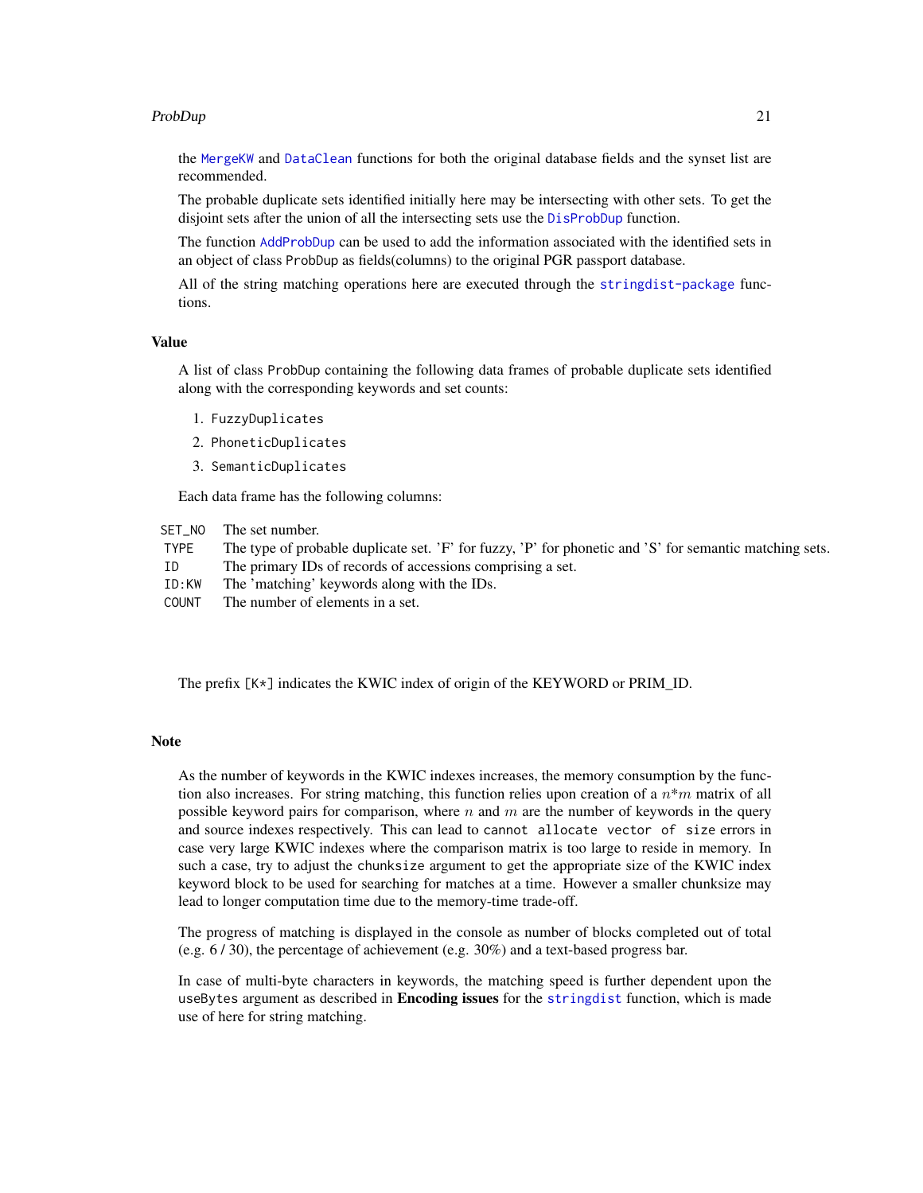the MergeKW and DataClean functions for both the original database fields and the synset list are recommended.

The probable duplicate sets identified initially here may be intersecting with other sets. To get the disjoint sets after the union of all the intersecting sets use the DisProbDup function.

The function AddProbDup can be used to add the information associated with the identified sets in an object of class ProbDup as fields(columns) to the original PGR passport database.

All of the string matching operations here are executed through the stringdist-package functions.

## Value

A list of class ProbDup containing the following data frames of probable duplicate sets identified along with the corresponding keywords and set counts:

1. FuzzyDuplicates
2. PhoneticDuplicates
3. SemanticDuplicates

Each data frame has the following columns:

| | |
|---|---|
| SET_NO | The set number. |
| TYPE | The type of probable duplicate set. 'F' for fuzzy, 'P' for phonetic and 'S' for semantic matching sets. |
| ID | The primary IDs of records of accessions comprising a set. |
| ID:KW | The 'matching' keywords along with the IDs. |
| COUNT | The number of elements in a set. |

The prefix [K*] indicates the KWIC index of origin of the KEYWORD or PRIM_ID.

## Note

As the number of keywords in the KWIC indexes increases, the memory consumption by the function also increases. For string matching, this function relies upon creation of a $n$*$m$ matrix of all possible keyword pairs for comparison, where $n$ and $m$ are the number of keywords in the query and source indexes respectively. This can lead to `cannot allocate vector of size` errors in case very large KWIC indexes where the comparison matrix is too large to reside in memory. In such a case, try to adjust the chunksize argument to get the appropriate size of the KWIC index keyword block to be used for searching for matches at a time. However a smaller chunksize may lead to longer computation time due to the memory-time trade-off.

The progress of matching is displayed in the console as number of blocks completed out of total (e.g. 6 / 30), the percentage of achievement (e.g. 30%) and a text-based progress bar.

In case of multi-byte characters in keywords, the matching speed is further dependent upon the useBytes argument as described in **Encoding issues** for the stringdist function, which is made use of here for string matching.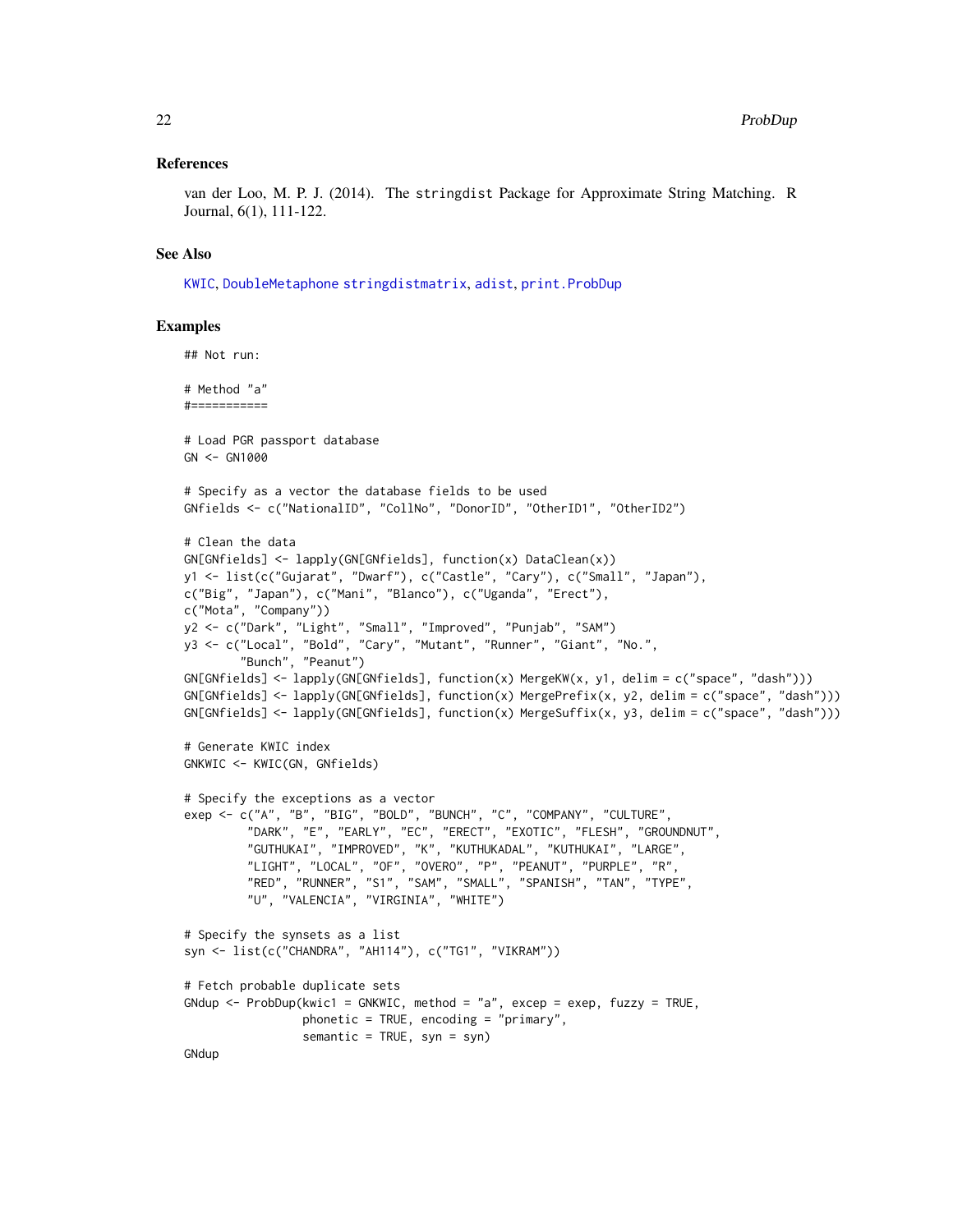### References

van der Loo, M. P. J. (2014). The stringdist Package for Approximate String Matching. R Journal, 6(1), 111-122.

### See Also

KWIC, DoubleMetaphone stringdistmatrix, adist, print.ProbDup

### Examples

```
## Not run:

# Method "a"
#===========

# Load PGR passport database
GN <- GN1000

# Specify as a vector the database fields to be used
GNfields <- c("NationalID", "CollNo", "DonorID", "OtherID1", "OtherID2")

# Clean the data
GN[GNfields] <- lapply(GN[GNfields], function(x) DataClean(x))
y1 <- list(c("Gujarat", "Dwarf"), c("Castle", "Cary"), c("Small", "Japan"),
c("Big", "Japan"), c("Mani", "Blanco"), c("Uganda", "Erect"),
c("Mota", "Company"))
y2 <- c("Dark", "Light", "Small", "Improved", "Punjab", "SAM")
y3 <- c("Local", "Bold", "Cary", "Mutant", "Runner", "Giant", "No.",
        "Bunch", "Peanut")
GN[GNfields] <- lapply(GN[GNfields], function(x) MergeKW(x, y1, delim = c("space", "dash")))
GN[GNfields] <- lapply(GN[GNfields], function(x) MergePrefix(x, y2, delim = c("space", "dash")))
GN[GNfields] <- lapply(GN[GNfields], function(x) MergeSuffix(x, y3, delim = c("space", "dash")))

# Generate KWIC index
GNKWIC <- KWIC(GN, GNfields)

# Specify the exceptions as a vector
exep <- c("A", "B", "BIG", "BOLD", "BUNCH", "C", "COMPANY", "CULTURE",
         "DARK", "E", "EARLY", "EC", "ERECT", "EXOTIC", "FLESH", "GROUNDNUT",
         "GUTHUKAI", "IMPROVED", "K", "KUTHUKADAL", "KUTHUKAI", "LARGE",
         "LIGHT", "LOCAL", "OF", "OVERO", "P", "PEANUT", "PURPLE", "R",
         "RED", "RUNNER", "S1", "SAM", "SMALL", "SPANISH", "TAN", "TYPE",
         "U", "VALENCIA", "VIRGINIA", "WHITE")

# Specify the synsets as a list
syn <- list(c("CHANDRA", "AH114"), c("TG1", "VIKRAM"))

# Fetch probable duplicate sets
GNdup <- ProbDup(kwic1 = GNKWIC, method = "a", excep = exep, fuzzy = TRUE,
                 phonetic = TRUE, encoding = "primary",
                 semantic = TRUE, syn = syn)
GNdup
```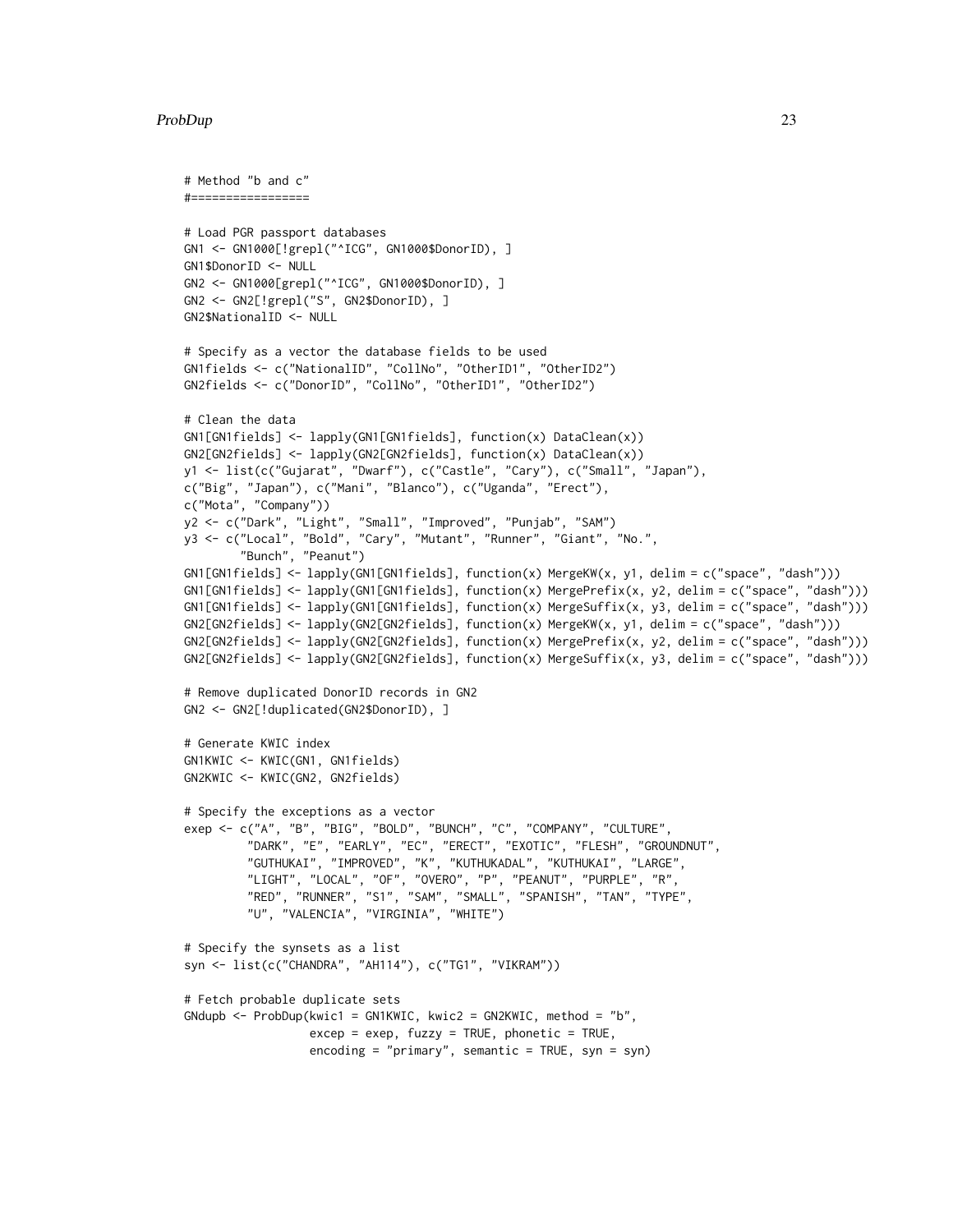```
# Method "b and c"
#=================

# Load PGR passport databases
GN1 <- GN1000[!grepl("^ICG", GN1000$DonorID), ]
GN1$DonorID <- NULL
GN2 <- GN1000[grepl("^ICG", GN1000$DonorID), ]
GN2 <- GN2[!grepl("S", GN2$DonorID), ]
GN2$NationalID <- NULL

# Specify as a vector the database fields to be used
GN1fields <- c("NationalID", "CollNo", "OtherID1", "OtherID2")
GN2fields <- c("DonorID", "CollNo", "OtherID1", "OtherID2")

# Clean the data
GN1[GN1fields] <- lapply(GN1[GN1fields], function(x) DataClean(x))
GN2[GN2fields] <- lapply(GN2[GN2fields], function(x) DataClean(x))
y1 <- list(c("Gujarat", "Dwarf"), c("Castle", "Cary"), c("Small", "Japan"),
c("Big", "Japan"), c("Mani", "Blanco"), c("Uganda", "Erect"),
c("Mota", "Company"))
y2 <- c("Dark", "Light", "Small", "Improved", "Punjab", "SAM")
y3 <- c("Local", "Bold", "Cary", "Mutant", "Runner", "Giant", "No.",
        "Bunch", "Peanut")
GN1[GN1fields] <- lapply(GN1[GN1fields], function(x) MergeKW(x, y1, delim = c("space", "dash")))
GN1[GN1fields] <- lapply(GN1[GN1fields], function(x) MergePrefix(x, y2, delim = c("space", "dash")))
GN1[GN1fields] <- lapply(GN1[GN1fields], function(x) MergeSuffix(x, y3, delim = c("space", "dash")))
GN2[GN2fields] <- lapply(GN2[GN2fields], function(x) MergeKW(x, y1, delim = c("space", "dash")))
GN2[GN2fields] <- lapply(GN2[GN2fields], function(x) MergePrefix(x, y2, delim = c("space", "dash")))
GN2[GN2fields] <- lapply(GN2[GN2fields], function(x) MergeSuffix(x, y3, delim = c("space", "dash")))

# Remove duplicated DonorID records in GN2
GN2 <- GN2[!duplicated(GN2$DonorID), ]

# Generate KWIC index
GN1KWIC <- KWIC(GN1, GN1fields)
GN2KWIC <- KWIC(GN2, GN2fields)

# Specify the exceptions as a vector
exep <- c("A", "B", "BIG", "BOLD", "BUNCH", "C", "COMPANY", "CULTURE",
          "DARK", "E", "EARLY", "EC", "ERECT", "EXOTIC", "FLESH", "GROUNDNUT",
          "GUTHUKAI", "IMPROVED", "K", "KUTHUKADAL", "KUTHUKAI", "LARGE",
          "LIGHT", "LOCAL", "OF", "OVERO", "P", "PEANUT", "PURPLE", "R",
          "RED", "RUNNER", "S1", "SAM", "SMALL", "SPANISH", "TAN", "TYPE",
          "U", "VALENCIA", "VIRGINIA", "WHITE")

# Specify the synsets as a list
syn <- list(c("CHANDRA", "AH114"), c("TG1", "VIKRAM"))

# Fetch probable duplicate sets
GNdupb <- ProbDup(kwic1 = GN1KWIC, kwic2 = GN2KWIC, method = "b",
                  excep = exep, fuzzy = TRUE, phonetic = TRUE,
                  encoding = "primary", semantic = TRUE, syn = syn)
```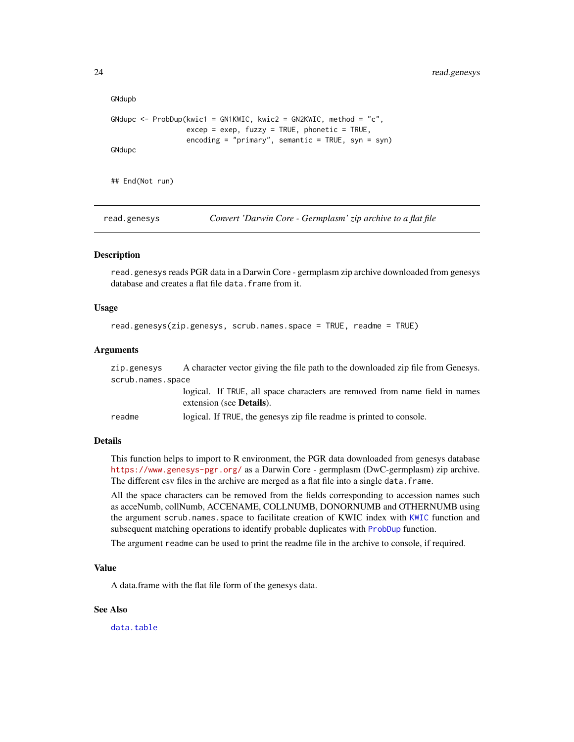```
GNdupb

GNdupc <- ProbDup(kwic1 = GN1KWIC, kwic2 = GN2KWIC, method = "c",
                  excep = exep, fuzzy = TRUE, phonetic = TRUE,
                  encoding = "primary", semantic = TRUE, syn = syn)
GNdupc


## End(Not run)
```

---

read.genesys *Convert 'Darwin Core - Germplasm' zip archive to a flat file*

---

### Description

read.genesys reads PGR data in a Darwin Core - germplasm zip archive downloaded from genesys database and creates a flat file data.frame from it.

### Usage

```
read.genesys(zip.genesys, scrub.names.space = TRUE, readme = TRUE)
```

### Arguments

| | |
|---|---|
| zip.genesys | A character vector giving the file path to the downloaded zip file from Genesys. |
| scrub.names.space | logical. If TRUE, all space characters are removed from name field in names extension (see **Details**). |
| readme | logical. If TRUE, the genesys zip file readme is printed to console. |

### Details

This function helps to import to R environment, the PGR data downloaded from genesys database https://www.genesys-pgr.org/ as a Darwin Core - germplasm (DwC-germplasm) zip archive. The different csv files in the archive are merged as a flat file into a single data.frame.

All the space characters can be removed from the fields corresponding to accession names such as acceNumb, collNumb, ACCENAME, COLLNUMB, DONORNUMB and OTHERNUMB using the argument scrub.names.space to facilitate creation of KWIC index with KWIC function and subsequent matching operations to identify probable duplicates with ProbDup function.

The argument readme can be used to print the readme file in the archive to console, if required.

### Value

A data.frame with the flat file form of the genesys data.

### See Also

data.table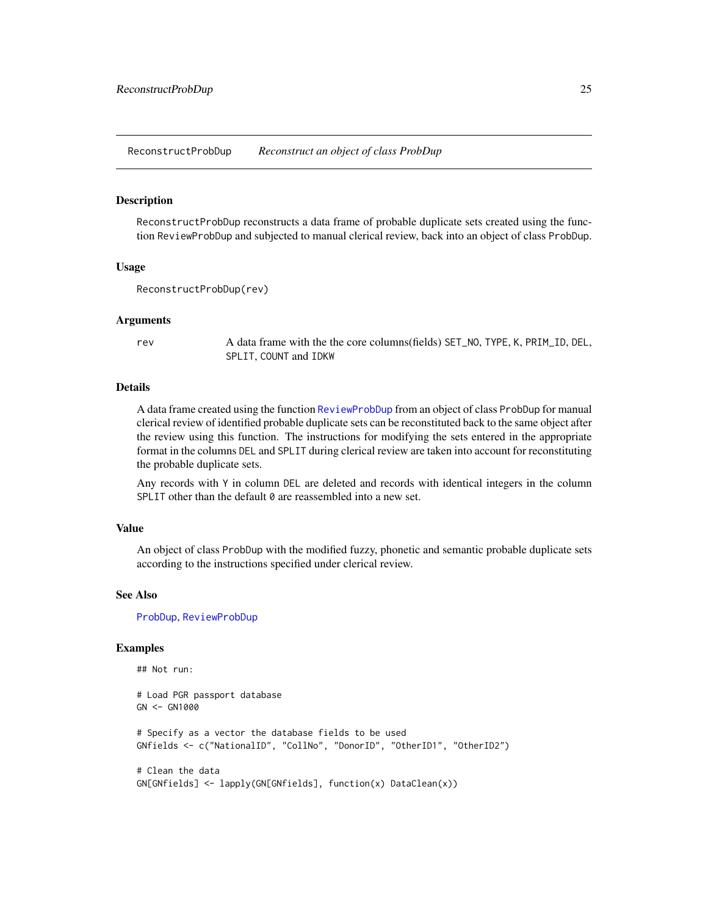# ReconstructProbDup *Reconstruct an object of class ProbDup*

## Description

`ReconstructProbDup` reconstructs a data frame of probable duplicate sets created using the function `ReviewProbDup` and subjected to manual clerical review, back into an object of class `ProbDup`.

## Usage

```
ReconstructProbDup(rev)
```

## Arguments

| | |
|---|---|
| `rev` | A data frame with the the core columns(fields) `SET_NO`, `TYPE`, `K`, `PRIM_ID`, `DEL`, `SPLIT`, `COUNT` and `IDKW` |

## Details

A data frame created using the function `ReviewProbDup` from an object of class `ProbDup` for manual clerical review of identified probable duplicate sets can be reconstituted back to the same object after the review using this function. The instructions for modifying the sets entered in the appropriate format in the columns `DEL` and `SPLIT` during clerical review are taken into account for reconstituting the probable duplicate sets.

Any records with `Y` in column `DEL` are deleted and records with identical integers in the column `SPLIT` other than the default `0` are reassembled into a new set.

## Value

An object of class `ProbDup` with the modified fuzzy, phonetic and semantic probable duplicate sets according to the instructions specified under clerical review.

## See Also

`ProbDup`, `ReviewProbDup`

## Examples

```
## Not run:

# Load PGR passport database
GN <- GN1000

# Specify as a vector the database fields to be used
GNfields <- c("NationalID", "CollNo", "DonorID", "OtherID1", "OtherID2")

# Clean the data
GN[GNfields] <- lapply(GN[GNfields], function(x) DataClean(x))
```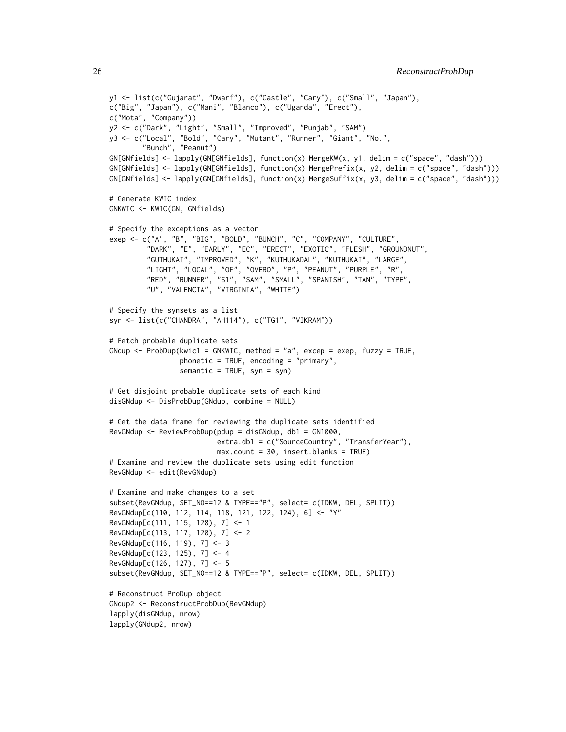```
y1 <- list(c("Gujarat", "Dwarf"), c("Castle", "Cary"), c("Small", "Japan"),
c("Big", "Japan"), c("Mani", "Blanco"), c("Uganda", "Erect"),
c("Mota", "Company"))
y2 <- c("Dark", "Light", "Small", "Improved", "Punjab", "SAM")
y3 <- c("Local", "Bold", "Cary", "Mutant", "Runner", "Giant", "No.",
        "Bunch", "Peanut")
GN[GNfields] <- lapply(GN[GNfields], function(x) MergeKW(x, y1, delim = c("space", "dash")))
GN[GNfields] <- lapply(GN[GNfields], function(x) MergePrefix(x, y2, delim = c("space", "dash")))
GN[GNfields] <- lapply(GN[GNfields], function(x) MergeSuffix(x, y3, delim = c("space", "dash")))

# Generate KWIC index
GNKWIC <- KWIC(GN, GNfields)

# Specify the exceptions as a vector
exep <- c("A", "B", "BIG", "BOLD", "BUNCH", "C", "COMPANY", "CULTURE",
         "DARK", "E", "EARLY", "EC", "ERECT", "EXOTIC", "FLESH", "GROUNDNUT",
         "GUTHUKAI", "IMPROVED", "K", "KUTHUKADAL", "KUTHUKAI", "LARGE",
         "LIGHT", "LOCAL", "OF", "OVERO", "P", "PEANUT", "PURPLE", "R",
         "RED", "RUNNER", "S1", "SAM", "SMALL", "SPANISH", "TAN", "TYPE",
         "U", "VALENCIA", "VIRGINIA", "WHITE")

# Specify the synsets as a list
syn <- list(c("CHANDRA", "AH114"), c("TG1", "VIKRAM"))

# Fetch probable duplicate sets
GNdup <- ProbDup(kwic1 = GNKWIC, method = "a", excep = exep, fuzzy = TRUE,
                 phonetic = TRUE, encoding = "primary",
                 semantic = TRUE, syn = syn)

# Get disjoint probable duplicate sets of each kind
disGNdup <- DisProbDup(GNdup, combine = NULL)

# Get the data frame for reviewing the duplicate sets identified
RevGNdup <- ReviewProbDup(pdup = disGNdup, db1 = GN1000,
                          extra.db1 = c("SourceCountry", "TransferYear"),
                          max.count = 30, insert.blanks = TRUE)
# Examine and review the duplicate sets using edit function
RevGNdup <- edit(RevGNdup)

# Examine and make changes to a set
subset(RevGNdup, SET_NO==12 & TYPE=="P", select= c(IDKW, DEL, SPLIT))
RevGNdup[c(110, 112, 114, 118, 121, 122, 124), 6] <- "Y"
RevGNdup[c(111, 115, 128), 7] <- 1
RevGNdup[c(113, 117, 120), 7] <- 2
RevGNdup[c(116, 119), 7] <- 3
RevGNdup[c(123, 125), 7] <- 4
RevGNdup[c(126, 127), 7] <- 5
subset(RevGNdup, SET_NO==12 & TYPE=="P", select= c(IDKW, DEL, SPLIT))

# Reconstruct ProDup object
GNdup2 <- ReconstructProbDup(RevGNdup)
lapply(disGNdup, nrow)
lapply(GNdup2, nrow)
```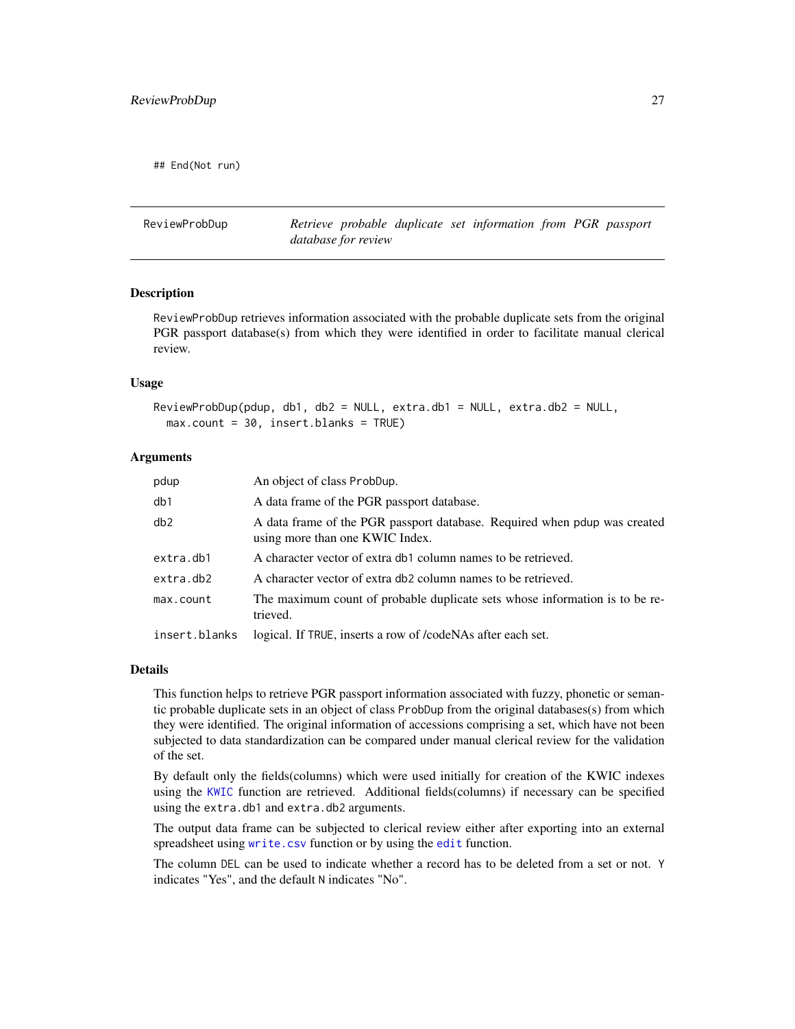```
## End(Not run)
```

---

## ReviewProbDup — *Retrieve probable duplicate set information from PGR passport database for review*

---

### Description

ReviewProbDup retrieves information associated with the probable duplicate sets from the original PGR passport database(s) from which they were identified in order to facilitate manual clerical review.

### Usage

```
ReviewProbDup(pdup, db1, db2 = NULL, extra.db1 = NULL, extra.db2 = NULL,
  max.count = 30, insert.blanks = TRUE)
```

### Arguments

| | |
|---|---|
| `pdup` | An object of class `ProbDup`. |
| `db1` | A data frame of the PGR passport database. |
| `db2` | A data frame of the PGR passport database. Required when pdup was created using more than one KWIC Index. |
| `extra.db1` | A character vector of extra db1 column names to be retrieved. |
| `extra.db2` | A character vector of extra db2 column names to be retrieved. |
| `max.count` | The maximum count of probable duplicate sets whose information is to be retrieved. |
| `insert.blanks` | logical. If `TRUE`, inserts a row of /codeNAs after each set. |

### Details

This function helps to retrieve PGR passport information associated with fuzzy, phonetic or semantic probable duplicate sets in an object of class `ProbDup` from the original databases(s) from which they were identified. The original information of accessions comprising a set, which have not been subjected to data standardization can be compared under manual clerical review for the validation of the set.

By default only the fields(columns) which were used initially for creation of the KWIC indexes using the `KWIC` function are retrieved. Additional fields(columns) if necessary can be specified using the `extra.db1` and `extra.db2` arguments.

The output data frame can be subjected to clerical review either after exporting into an external spreadsheet using `write.csv` function or by using the `edit` function.

The column `DEL` can be used to indicate whether a record has to be deleted from a set or not. `Y` indicates "Yes", and the default `N` indicates "No".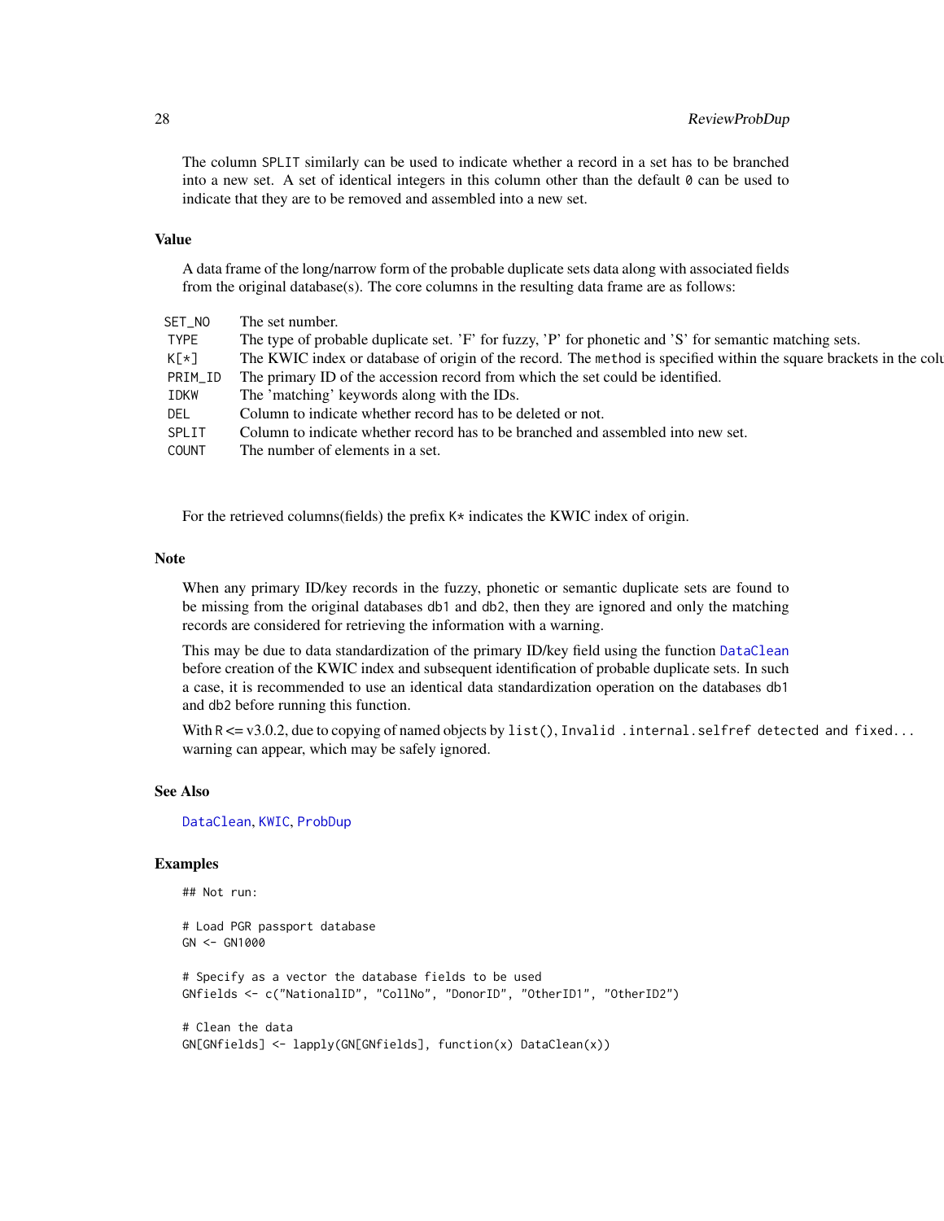The column SPLIT similarly can be used to indicate whether a record in a set has to be branched into a new set. A set of identical integers in this column other than the default 0 can be used to indicate that they are to be removed and assembled into a new set.

## Value

A data frame of the long/narrow form of the probable duplicate sets data along with associated fields from the original database(s). The core columns in the resulting data frame are as follows:

| | |
|---|---|
| SET_NO | The set number. |
| TYPE | The type of probable duplicate set. 'F' for fuzzy, 'P' for phonetic and 'S' for semantic matching sets. |
| K[*] | The KWIC index or database of origin of the record. The method is specified within the square brackets in the colu |
| PRIM_ID | The primary ID of the accession record from which the set could be identified. |
| IDKW | The 'matching' keywords along with the IDs. |
| DEL | Column to indicate whether record has to be deleted or not. |
| SPLIT | Column to indicate whether record has to be branched and assembled into new set. |
| COUNT | The number of elements in a set. |

For the retrieved columns(fields) the prefix K* indicates the KWIC index of origin.

## Note

When any primary ID/key records in the fuzzy, phonetic or semantic duplicate sets are found to be missing from the original databases db1 and db2, then they are ignored and only the matching records are considered for retrieving the information with a warning.

This may be due to data standardization of the primary ID/key field using the function DataClean before creation of the KWIC index and subsequent identification of probable duplicate sets. In such a case, it is recommended to use an identical data standardization operation on the databases db1 and db2 before running this function.

With R <= v3.0.2, due to copying of named objects by list(), Invalid .internal.selfref detected and fixed... warning can appear, which may be safely ignored.

## See Also

DataClean, KWIC, ProbDup

## Examples

```
## Not run:

# Load PGR passport database
GN <- GN1000

# Specify as a vector the database fields to be used
GNfields <- c("NationalID", "CollNo", "DonorID", "OtherID1", "OtherID2")

# Clean the data
GN[GNfields] <- lapply(GN[GNfields], function(x) DataClean(x))
```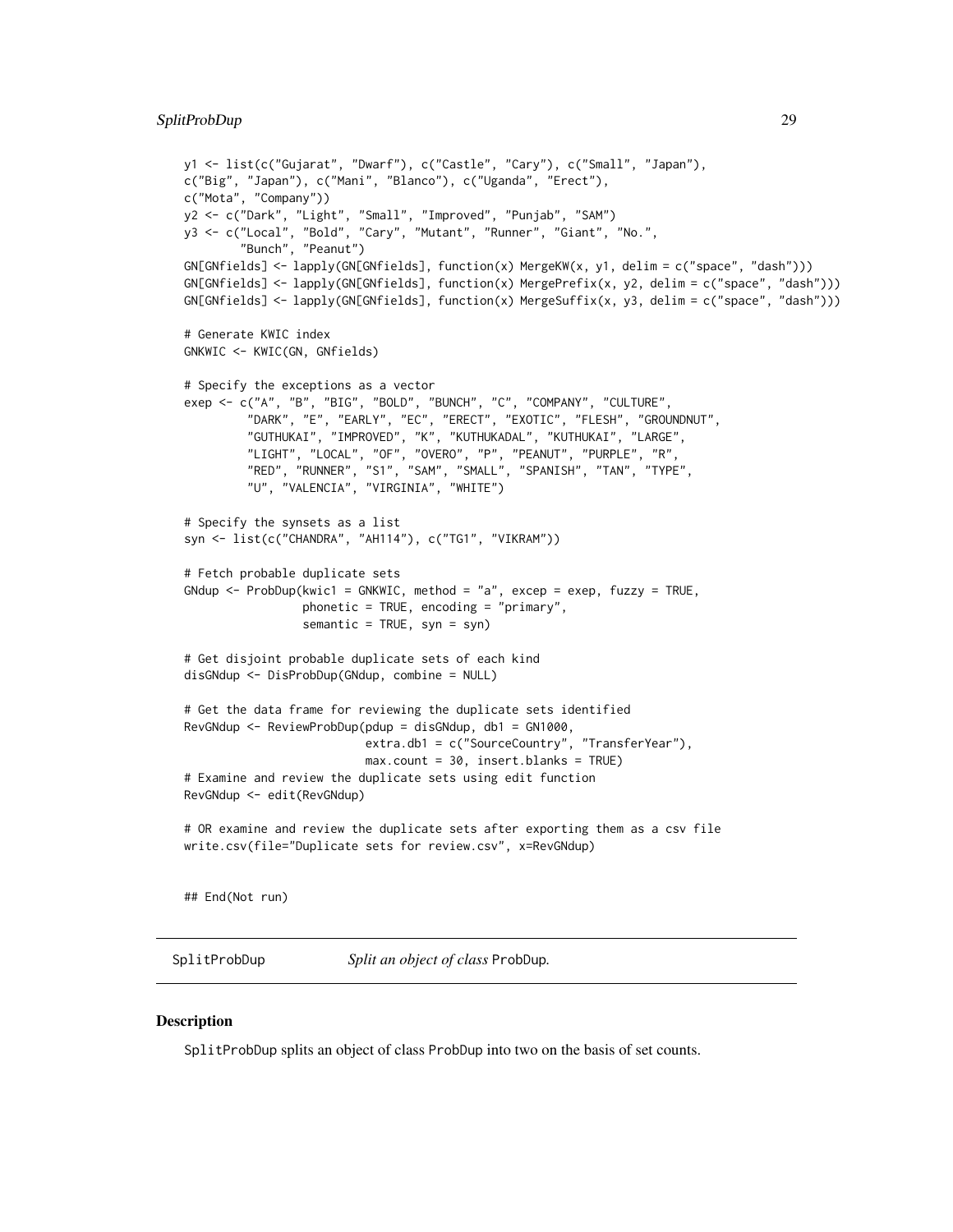```
y1 <- list(c("Gujarat", "Dwarf"), c("Castle", "Cary"), c("Small", "Japan"),
c("Big", "Japan"), c("Mani", "Blanco"), c("Uganda", "Erect"),
c("Mota", "Company"))
y2 <- c("Dark", "Light", "Small", "Improved", "Punjab", "SAM")
y3 <- c("Local", "Bold", "Cary", "Mutant", "Runner", "Giant", "No.",
        "Bunch", "Peanut")
GN[GNfields] <- lapply(GN[GNfields], function(x) MergeKW(x, y1, delim = c("space", "dash")))
GN[GNfields] <- lapply(GN[GNfields], function(x) MergePrefix(x, y2, delim = c("space", "dash")))
GN[GNfields] <- lapply(GN[GNfields], function(x) MergeSuffix(x, y3, delim = c("space", "dash")))

# Generate KWIC index
GNKWIC <- KWIC(GN, GNfields)

# Specify the exceptions as a vector
exep <- c("A", "B", "BIG", "BOLD", "BUNCH", "C", "COMPANY", "CULTURE",
         "DARK", "E", "EARLY", "EC", "ERECT", "EXOTIC", "FLESH", "GROUNDNUT",
         "GUTHUKAI", "IMPROVED", "K", "KUTHUKADAL", "KUTHUKAI", "LARGE",
         "LIGHT", "LOCAL", "OF", "OVERO", "P", "PEANUT", "PURPLE", "R",
         "RED", "RUNNER", "S1", "SAM", "SMALL", "SPANISH", "TAN", "TYPE",
         "U", "VALENCIA", "VIRGINIA", "WHITE")

# Specify the synsets as a list
syn <- list(c("CHANDRA", "AH114"), c("TG1", "VIKRAM"))

# Fetch probable duplicate sets
GNdup <- ProbDup(kwic1 = GNKWIC, method = "a", excep = exep, fuzzy = TRUE,
                 phonetic = TRUE, encoding = "primary",
                 semantic = TRUE, syn = syn)

# Get disjoint probable duplicate sets of each kind
disGNdup <- DisProbDup(GNdup, combine = NULL)

# Get the data frame for reviewing the duplicate sets identified
RevGNdup <- ReviewProbDup(pdup = disGNdup, db1 = GN1000,
                          extra.db1 = c("SourceCountry", "TransferYear"),
                          max.count = 30, insert.blanks = TRUE)
# Examine and review the duplicate sets using edit function
RevGNdup <- edit(RevGNdup)

# OR examine and review the duplicate sets after exporting them as a csv file
write.csv(file="Duplicate sets for review.csv", x=RevGNdup)


## End(Not run)
```

---

SplitProbDup *Split an object of class* ProbDup.

---

### Description

SplitProbDup splits an object of class ProbDup into two on the basis of set counts.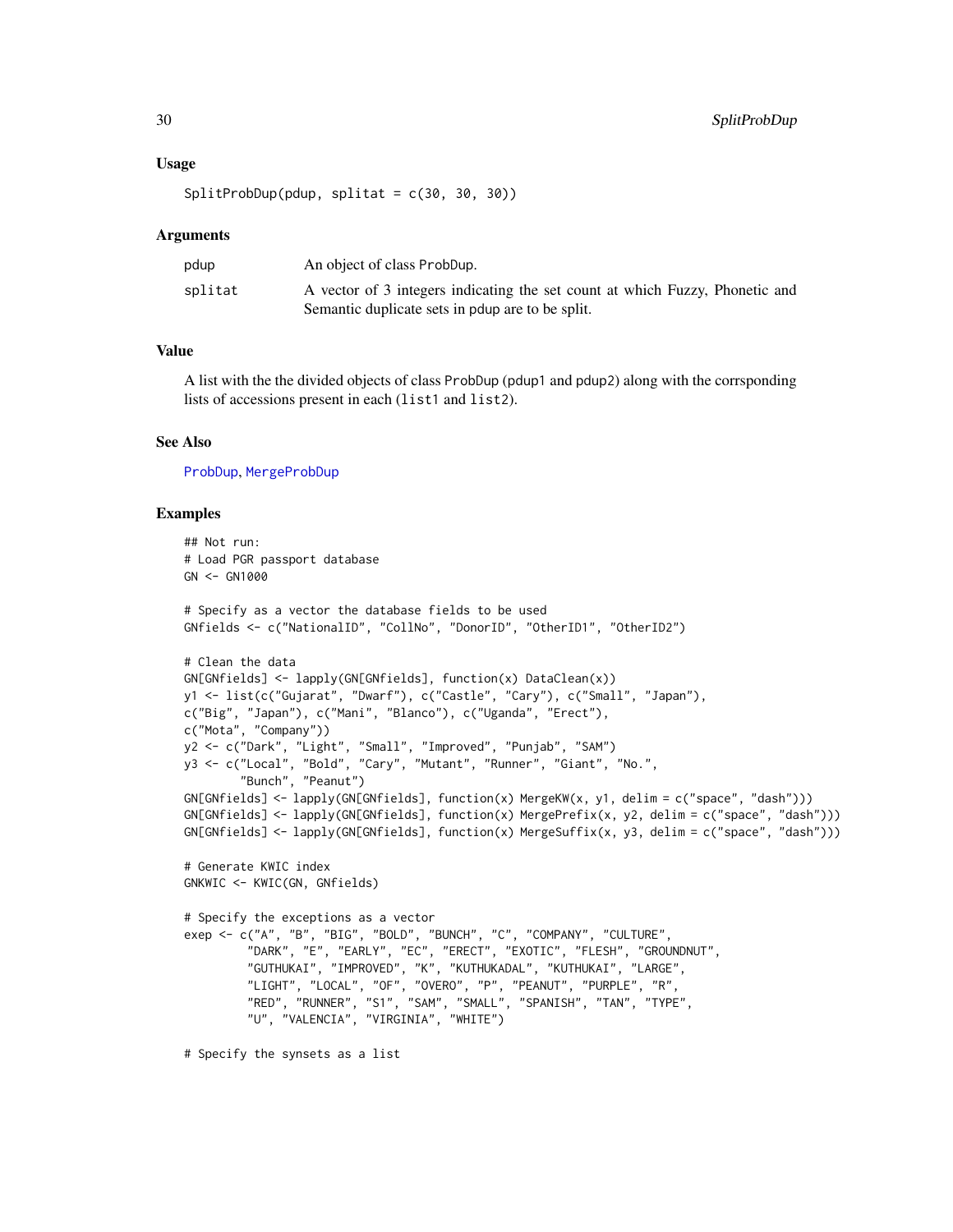### Usage

```
SplitProbDup(pdup, splitat = c(30, 30, 30))
```

### Arguments

| | |
|---|---|
| pdup | An object of class ProbDup. |
| splitat | A vector of 3 integers indicating the set count at which Fuzzy, Phonetic and Semantic duplicate sets in pdup are to be split. |

### Value

A list with the the divided objects of class ProbDup (pdup1 and pdup2) along with the corrsponding lists of accessions present in each (list1 and list2).

### See Also

ProbDup, MergeProbDup

### Examples

```
## Not run:
# Load PGR passport database
GN <- GN1000

# Specify as a vector the database fields to be used
GNfields <- c("NationalID", "CollNo", "DonorID", "OtherID1", "OtherID2")

# Clean the data
GN[GNfields] <- lapply(GN[GNfields], function(x) DataClean(x))
y1 <- list(c("Gujarat", "Dwarf"), c("Castle", "Cary"), c("Small", "Japan"),
c("Big", "Japan"), c("Mani", "Blanco"), c("Uganda", "Erect"),
c("Mota", "Company"))
y2 <- c("Dark", "Light", "Small", "Improved", "Punjab", "SAM")
y3 <- c("Local", "Bold", "Cary", "Mutant", "Runner", "Giant", "No.",
        "Bunch", "Peanut")
GN[GNfields] <- lapply(GN[GNfields], function(x) MergeKW(x, y1, delim = c("space", "dash")))
GN[GNfields] <- lapply(GN[GNfields], function(x) MergePrefix(x, y2, delim = c("space", "dash")))
GN[GNfields] <- lapply(GN[GNfields], function(x) MergeSuffix(x, y3, delim = c("space", "dash")))

# Generate KWIC index
GNKWIC <- KWIC(GN, GNfields)

# Specify the exceptions as a vector
exep <- c("A", "B", "BIG", "BOLD", "BUNCH", "C", "COMPANY", "CULTURE",
         "DARK", "E", "EARLY", "EC", "ERECT", "EXOTIC", "FLESH", "GROUNDNUT",
         "GUTHUKAI", "IMPROVED", "K", "KUTHUKADAL", "KUTHUKAI", "LARGE",
         "LIGHT", "LOCAL", "OF", "OVERO", "P", "PEANUT", "PURPLE", "R",
         "RED", "RUNNER", "S1", "SAM", "SMALL", "SPANISH", "TAN", "TYPE",
         "U", "VALENCIA", "VIRGINIA", "WHITE")

# Specify the synsets as a list
```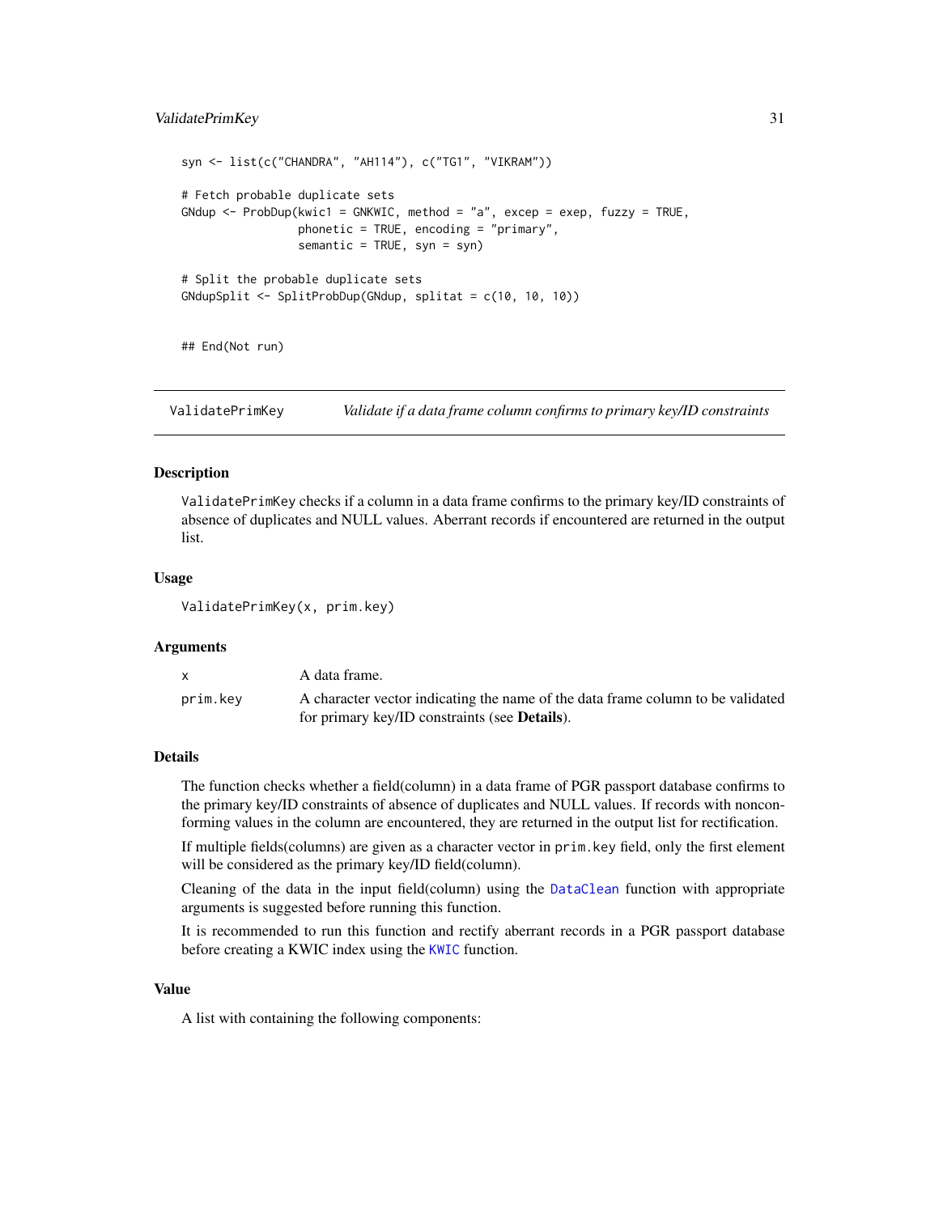```
syn <- list(c("CHANDRA", "AH114"), c("TG1", "VIKRAM"))

# Fetch probable duplicate sets
GNdup <- ProbDup(kwic1 = GNKWIC, method = "a", excep = exep, fuzzy = TRUE,
                 phonetic = TRUE, encoding = "primary",
                 semantic = TRUE, syn = syn)

# Split the probable duplicate sets
GNdupSplit <- SplitProbDup(GNdup, splitat = c(10, 10, 10))


## End(Not run)
```

## ValidatePrimKey — *Validate if a data frame column confirms to primary key/ID constraints*

### Description

`ValidatePrimKey` checks if a column in a data frame confirms to the primary key/ID constraints of absence of duplicates and NULL values. Aberrant records if encountered are returned in the output list.

### Usage

```
ValidatePrimKey(x, prim.key)
```

### Arguments

| | |
|---|---|
| `x` | A data frame. |
| `prim.key` | A character vector indicating the name of the data frame column to be validated for primary key/ID constraints (see **Details**). |

### Details

The function checks whether a field(column) in a data frame of PGR passport database confirms to the primary key/ID constraints of absence of duplicates and NULL values. If records with nonconforming values in the column are encountered, they are returned in the output list for rectification.

If multiple fields(columns) are given as a character vector in `prim.key` field, only the first element will be considered as the primary key/ID field(column).

Cleaning of the data in the input field(column) using the `DataClean` function with appropriate arguments is suggested before running this function.

It is recommended to run this function and rectify aberrant records in a PGR passport database before creating a KWIC index using the `KWIC` function.

### Value

A list with containing the following components: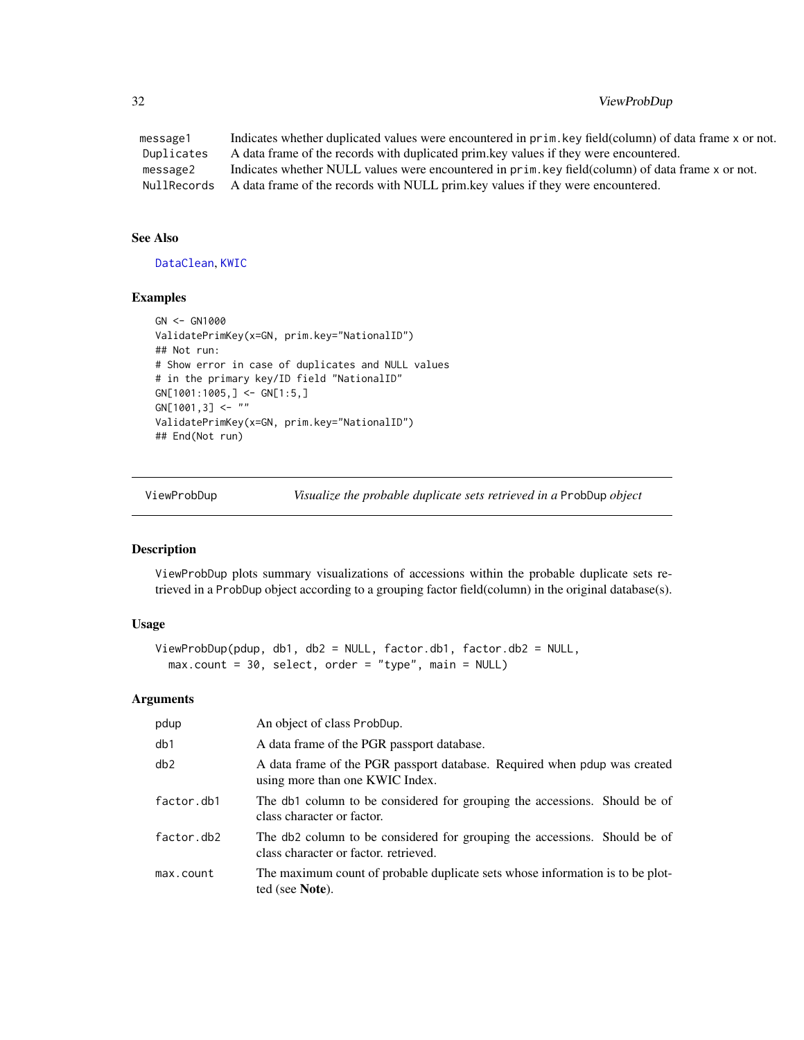| | |
|---|---|
| `message1` | Indicates whether duplicated values were encountered in `prim.key` field(column) of data frame `x` or not. |
| `Duplicates` | A data frame of the records with duplicated prim.key values if they were encountered. |
| `message2` | Indicates whether NULL values were encountered in `prim.key` field(column) of data frame `x` or not. |
| `NullRecords` | A data frame of the records with NULL prim.key values if they were encountered. |

### See Also

`DataClean`, `KWIC`

### Examples

```
GN <- GN1000
ValidatePrimKey(x=GN, prim.key="NationalID")
## Not run:
# Show error in case of duplicates and NULL values
# in the primary key/ID field "NationalID"
GN[1001:1005,] <- GN[1:5,]
GN[1001,3] <- ""
ValidatePrimKey(x=GN, prim.key="NationalID")
## End(Not run)
```

---

## ViewProbDup — *Visualize the probable duplicate sets retrieved in a* `ProbDup` *object*

### Description

`ViewProbDup` plots summary visualizations of accessions within the probable duplicate sets retrieved in a `ProbDup` object according to a grouping factor field(column) in the original database(s).

### Usage

```
ViewProbDup(pdup, db1, db2 = NULL, factor.db1, factor.db2 = NULL,
  max.count = 30, select, order = "type", main = NULL)
```

### Arguments

| | |
|---|---|
| `pdup` | An object of class `ProbDup`. |
| `db1` | A data frame of the PGR passport database. |
| `db2` | A data frame of the PGR passport database. Required when `pdup` was created using more than one KWIC Index. |
| `factor.db1` | The `db1` column to be considered for grouping the accessions. Should be of class character or factor. |
| `factor.db2` | The `db2` column to be considered for grouping the accessions. Should be of class character or factor. retrieved. |
| `max.count` | The maximum count of probable duplicate sets whose information is to be plotted (see **Note**). |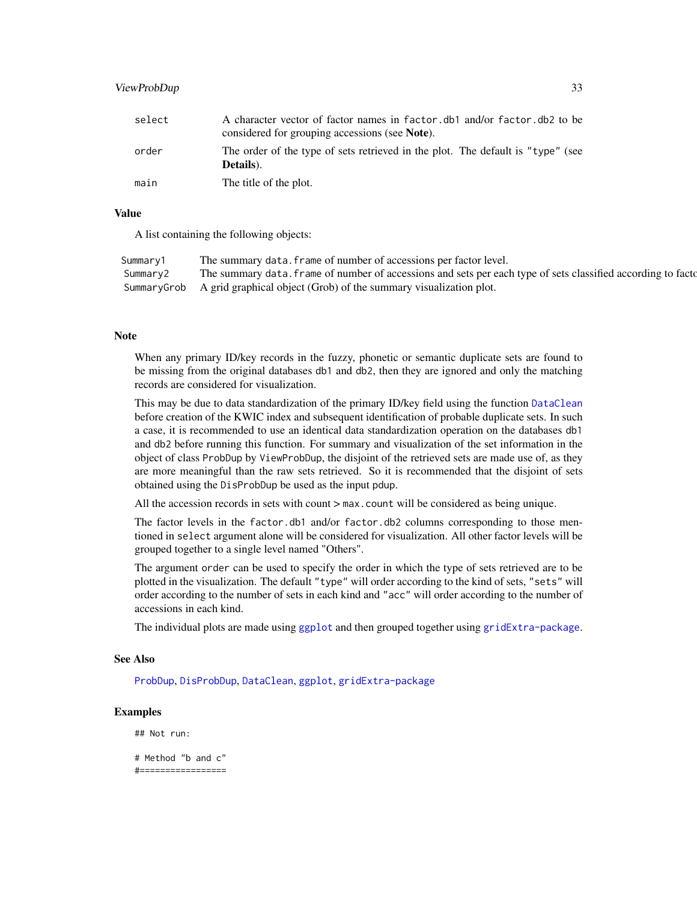| | |
|---|---|
| `select` | A character vector of factor names in `factor.db1` and/or `factor.db2` to be considered for grouping accessions (see **Note**). |
| `order` | The order of the type of sets retrieved in the plot. The default is `"type"` (see **Details**). |
| `main` | The title of the plot. |

## Value

A list containing the following objects:

| | |
|---|---|
| `Summary1` | The summary `data.frame` of number of accessions per factor level. |
| `Summary2` | The summary `data.frame` of number of accessions and sets per each type of sets classified according to facto |
| `SummaryGrob` | A grid graphical object (Grob) of the summary visualization plot. |

## Note

When any primary ID/key records in the fuzzy, phonetic or semantic duplicate sets are found to be missing from the original databases `db1` and `db2`, then they are ignored and only the matching records are considered for visualization.

This may be due to data standardization of the primary ID/key field using the function `DataClean` before creation of the KWIC index and subsequent identification of probable duplicate sets. In such a case, it is recommended to use an identical data standardization operation on the databases `db1` and `db2` before running this function. For summary and visualization of the set information in the object of class `ProbDup` by `ViewProbDup`, the disjoint of the retrieved sets are made use of, as they are more meaningful than the raw sets retrieved. So it is recommended that the disjoint of sets obtained using the `DisProbDup` be used as the input `pdup`.

All the accession records in sets with count > `max.count` will be considered as being unique.

The factor levels in the `factor.db1` and/or `factor.db2` columns corresponding to those mentioned in `select` argument alone will be considered for visualization. All other factor levels will be grouped together to a single level named "Others".

The argument `order` can be used to specify the order in which the type of sets retrieved are to be plotted in the visualization. The default `"type"` will order according to the kind of sets, `"sets"` will order according to the number of sets in each kind and `"acc"` will order according to the number of accessions in each kind.

The individual plots are made using `ggplot` and then grouped together using `gridExtra-package`.

## See Also

`ProbDup`, `DisProbDup`, `DataClean`, `ggplot`, `gridExtra-package`

## Examples

```
## Not run:

# Method "b and c"
#=================
```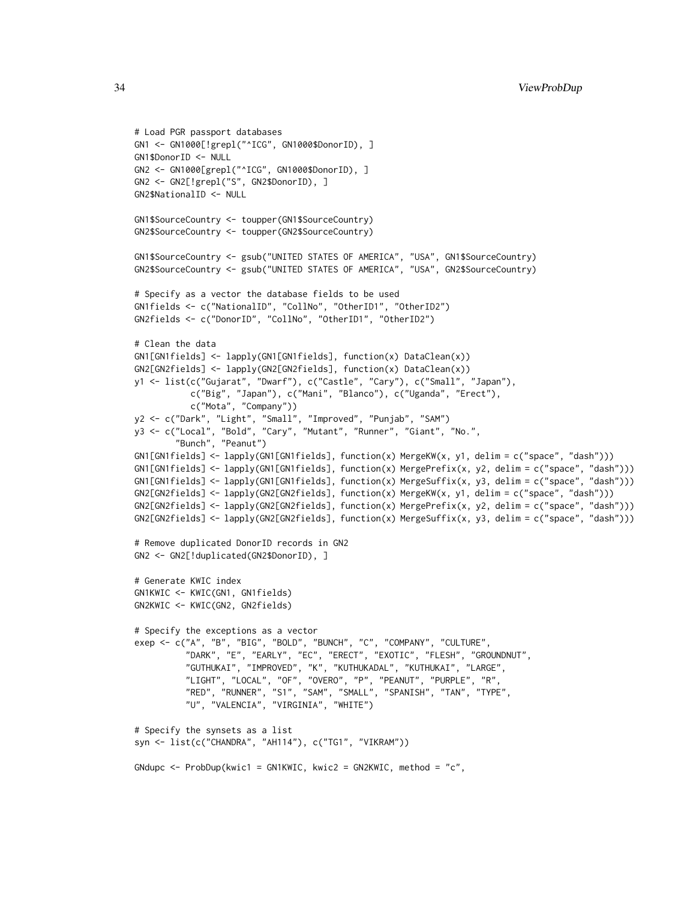```
# Load PGR passport databases
GN1 <- GN1000[!grepl("^ICG", GN1000$DonorID), ]
GN1$DonorID <- NULL
GN2 <- GN1000[grepl("^ICG", GN1000$DonorID), ]
GN2 <- GN2[!grepl("S", GN2$DonorID), ]
GN2$NationalID <- NULL

GN1$SourceCountry <- toupper(GN1$SourceCountry)
GN2$SourceCountry <- toupper(GN2$SourceCountry)

GN1$SourceCountry <- gsub("UNITED STATES OF AMERICA", "USA", GN1$SourceCountry)
GN2$SourceCountry <- gsub("UNITED STATES OF AMERICA", "USA", GN2$SourceCountry)

# Specify as a vector the database fields to be used
GN1fields <- c("NationalID", "CollNo", "OtherID1", "OtherID2")
GN2fields <- c("DonorID", "CollNo", "OtherID1", "OtherID2")

# Clean the data
GN1[GN1fields] <- lapply(GN1[GN1fields], function(x) DataClean(x))
GN2[GN2fields] <- lapply(GN2[GN2fields], function(x) DataClean(x))
y1 <- list(c("Gujarat", "Dwarf"), c("Castle", "Cary"), c("Small", "Japan"),
           c("Big", "Japan"), c("Mani", "Blanco"), c("Uganda", "Erect"),
           c("Mota", "Company"))
y2 <- c("Dark", "Light", "Small", "Improved", "Punjab", "SAM")
y3 <- c("Local", "Bold", "Cary", "Mutant", "Runner", "Giant", "No.",
        "Bunch", "Peanut")
GN1[GN1fields] <- lapply(GN1[GN1fields], function(x) MergeKW(x, y1, delim = c("space", "dash")))
GN1[GN1fields] <- lapply(GN1[GN1fields], function(x) MergePrefix(x, y2, delim = c("space", "dash")))
GN1[GN1fields] <- lapply(GN1[GN1fields], function(x) MergeSuffix(x, y3, delim = c("space", "dash")))
GN2[GN2fields] <- lapply(GN2[GN2fields], function(x) MergeKW(x, y1, delim = c("space", "dash")))
GN2[GN2fields] <- lapply(GN2[GN2fields], function(x) MergePrefix(x, y2, delim = c("space", "dash")))
GN2[GN2fields] <- lapply(GN2[GN2fields], function(x) MergeSuffix(x, y3, delim = c("space", "dash")))

# Remove duplicated DonorID records in GN2
GN2 <- GN2[!duplicated(GN2$DonorID), ]

# Generate KWIC index
GN1KWIC <- KWIC(GN1, GN1fields)
GN2KWIC <- KWIC(GN2, GN2fields)

# Specify the exceptions as a vector
exep <- c("A", "B", "BIG", "BOLD", "BUNCH", "C", "COMPANY", "CULTURE",
          "DARK", "E", "EARLY", "EC", "ERECT", "EXOTIC", "FLESH", "GROUNDNUT",
          "GUTHUKAI", "IMPROVED", "K", "KUTHUKADAL", "KUTHUKAI", "LARGE",
          "LIGHT", "LOCAL", "OF", "OVERO", "P", "PEANUT", "PURPLE", "R",
          "RED", "RUNNER", "S1", "SAM", "SMALL", "SPANISH", "TAN", "TYPE",
          "U", "VALENCIA", "VIRGINIA", "WHITE")

# Specify the synsets as a list
syn <- list(c("CHANDRA", "AH114"), c("TG1", "VIKRAM"))

GNdupc <- ProbDup(kwic1 = GN1KWIC, kwic2 = GN2KWIC, method = "c",
```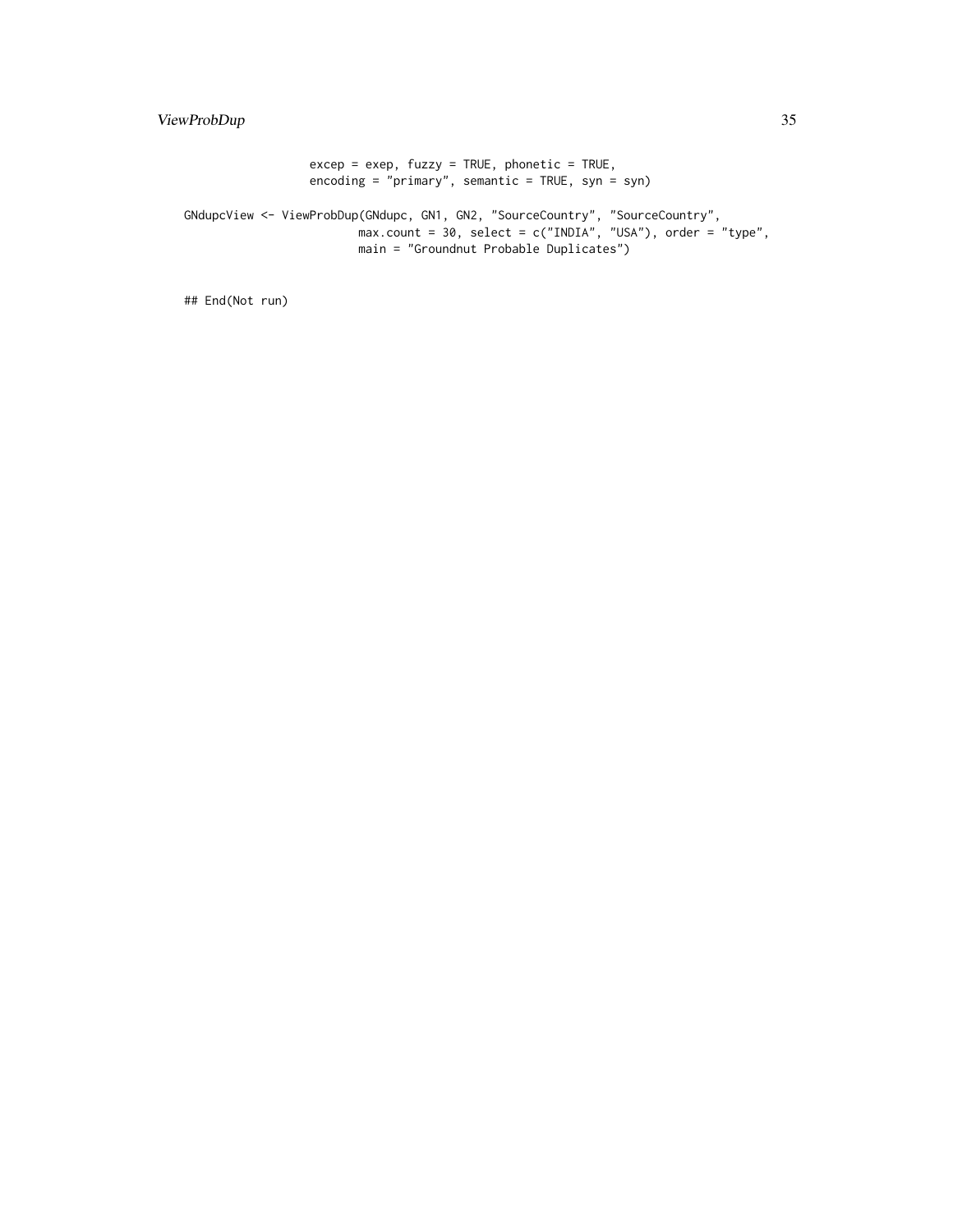```
                 excep = exep, fuzzy = TRUE, phonetic = TRUE,
                 encoding = "primary", semantic = TRUE, syn = syn)

GNdupcView <- ViewProbDup(GNdupc, GN1, GN2, "SourceCountry", "SourceCountry",
                         max.count = 30, select = c("INDIA", "USA"), order = "type",
                         main = "Groundnut Probable Duplicates")


## End(Not run)
```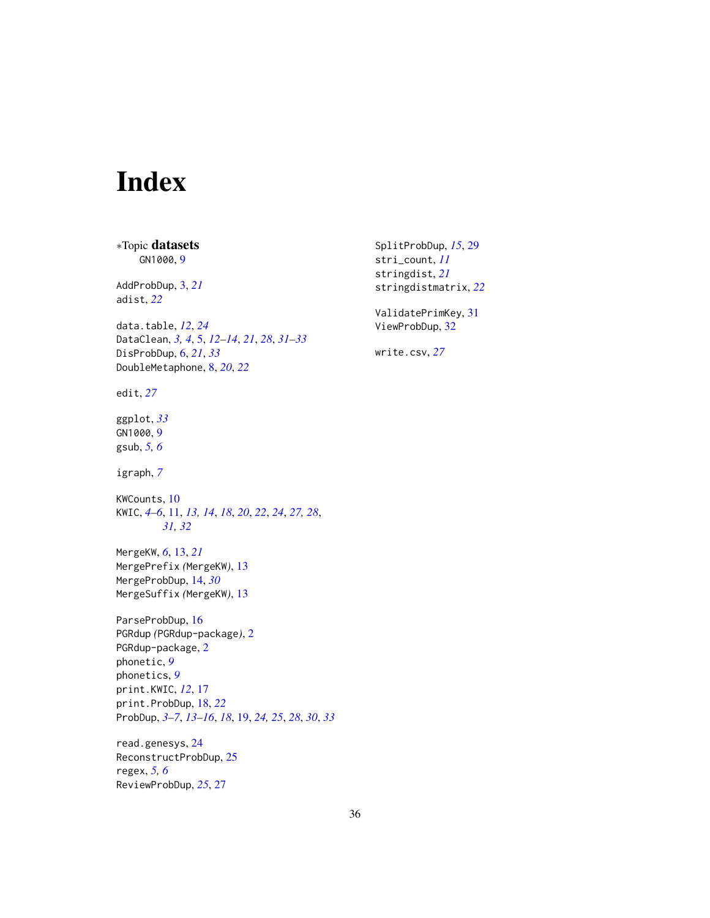# Index

∗Topic **datasets**
GN1000, *9*

AddProbDup, 3, *21*
adist, *22*

data.table, *12*, *24*
DataClean, *3, 4*, 5, *12–14*, *21*, *28*, *31–33*
DisProbDup, 6, *21*, *33*
DoubleMetaphone, 8, *20*, *22*

edit, *27*

ggplot, *33*
GN1000, 9
gsub, *5, 6*

igraph, *7*

KWCounts, 10
KWIC, *4–6*, 11, *13, 14*, *18*, *20*, *22*, *24*, *27, 28*, *31, 32*

MergeKW, *6*, 13, *21*
MergePrefix *(*MergeKW*)*, 13
MergeProbDup, 14, *30*
MergeSuffix *(*MergeKW*)*, 13

ParseProbDup, 16
PGRdup *(*PGRdup-package*)*, 2
PGRdup-package, 2
phonetic, *9*
phonetics, *9*
print.KWIC, *12*, 17
print.ProbDup, 18, *22*
ProbDup, *3–7*, *13–16*, *18*, 19, *24, 25*, *28*, *30*, *33*

read.genesys, 24
ReconstructProbDup, 25
regex, *5, 6*
ReviewProbDup, *25*, 27

SplitProbDup, *15*, 29
stri_count, *11*
stringdist, *21*
stringdistmatrix, *22*

ValidatePrimKey, 31
ViewProbDup, 32

write.csv, *27*